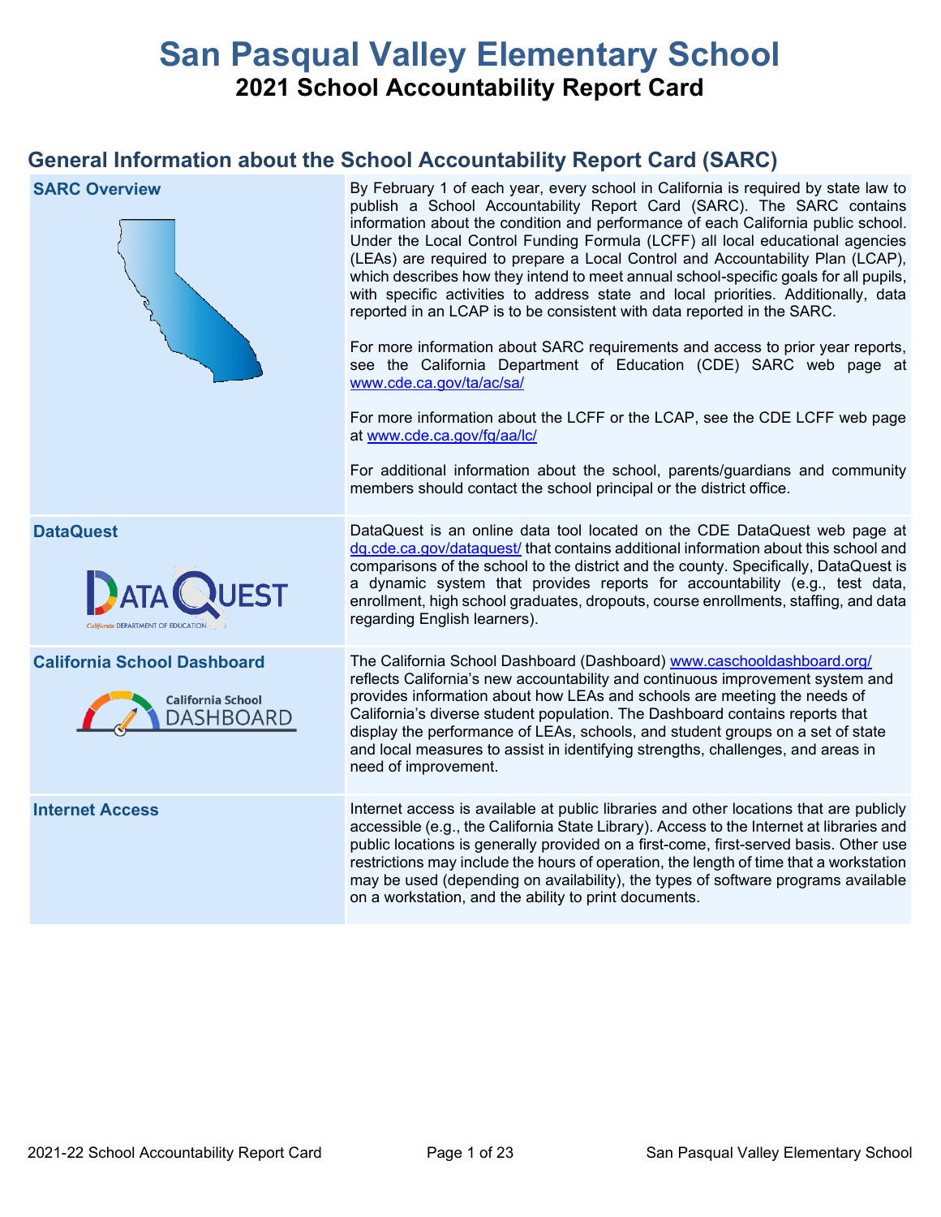# San Pasqual Valley Elementary School

## 2021 School Accountability Report Card

## General Information about the School Accountability Report Card (SARC)

| | |
|---|---|
| **SARC Overview** | By February 1 of each year, every school in California is required by state law to publish a School Accountability Report Card (SARC). The SARC contains information about the condition and performance of each California public school. Under the Local Control Funding Formula (LCFF) all local educational agencies (LEAs) are required to prepare a Local Control and Accountability Plan (LCAP), which describes how they intend to meet annual school-specific goals for all pupils, with specific activities to address state and local priorities. Additionally, data reported in an LCAP is to be consistent with data reported in the SARC.<br><br>For more information about SARC requirements and access to prior year reports, see the California Department of Education (CDE) SARC web page at www.cde.ca.gov/ta/ac/sa/<br><br>For more information about the LCFF or the LCAP, see the CDE LCFF web page at www.cde.ca.gov/fg/aa/lc/<br><br>For additional information about the school, parents/guardians and community members should contact the school principal or the district office. |
| **DataQuest** | DataQuest is an online data tool located on the CDE DataQuest web page at dq.cde.ca.gov/dataquest/ that contains additional information about this school and comparisons of the school to the district and the county. Specifically, DataQuest is a dynamic system that provides reports for accountability (e.g., test data, enrollment, high school graduates, dropouts, course enrollments, staffing, and data regarding English learners). |
| **California School Dashboard** | The California School Dashboard (Dashboard) www.caschooldashboard.org/ reflects California's new accountability and continuous improvement system and provides information about how LEAs and schools are meeting the needs of California's diverse student population. The Dashboard contains reports that display the performance of LEAs, schools, and student groups on a set of state and local measures to assist in identifying strengths, challenges, and areas in need of improvement. |
| **Internet Access** | Internet access is available at public libraries and other locations that are publicly accessible (e.g., the California State Library). Access to the Internet at libraries and public locations is generally provided on a first-come, first-served basis. Other use restrictions may include the hours of operation, the length of time that a workstation may be used (depending on availability), the types of software programs available on a workstation, and the ability to print documents. |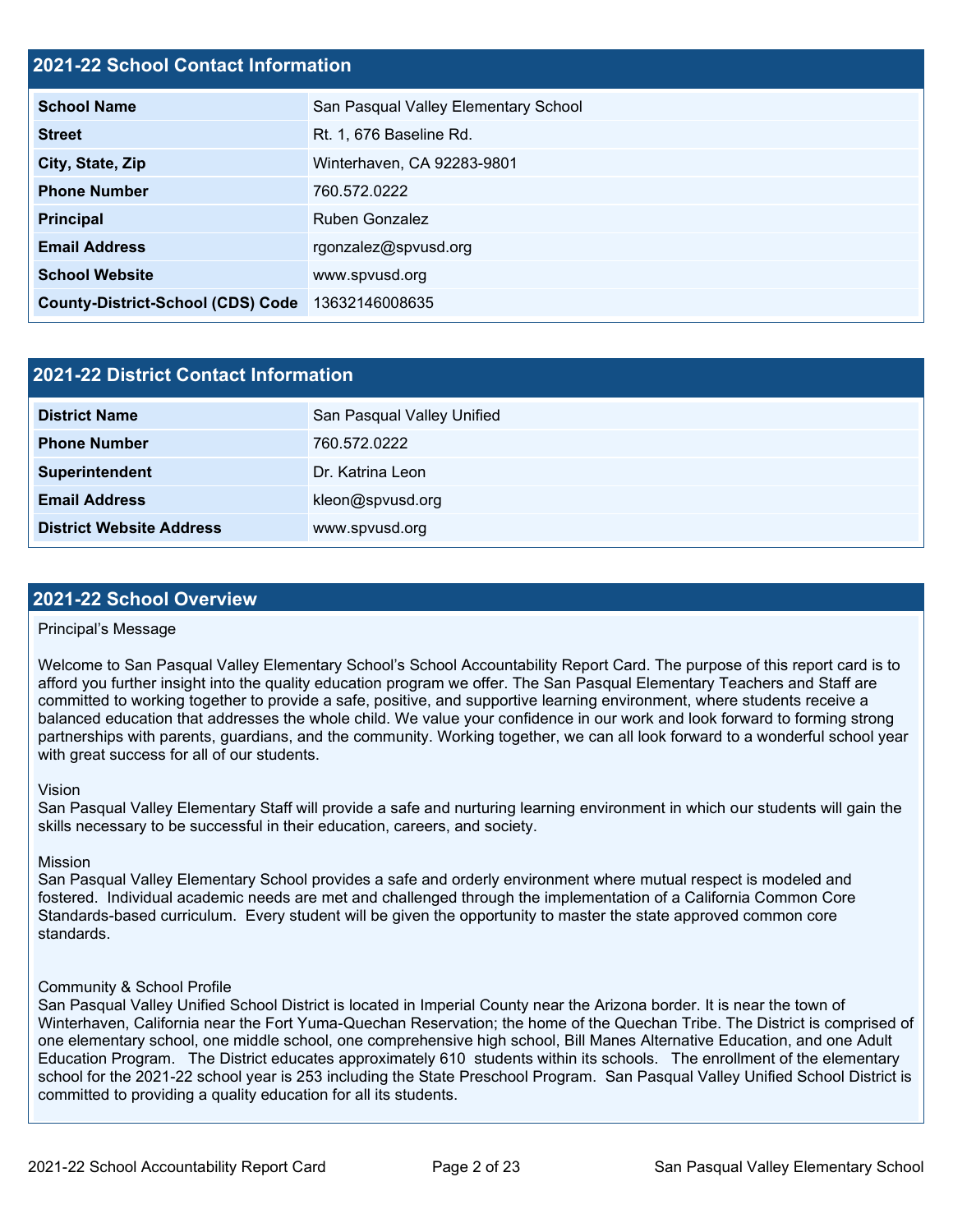## 2021-22 School Contact Information

| | |
|---|---|
| **School Name** | San Pasqual Valley Elementary School |
| **Street** | Rt. 1, 676 Baseline Rd. |
| **City, State, Zip** | Winterhaven, CA 92283-9801 |
| **Phone Number** | 760.572.0222 |
| **Principal** | Ruben Gonzalez |
| **Email Address** | rgonzalez@spvusd.org |
| **School Website** | www.spvusd.org |
| **County-District-School (CDS) Code** | 13632146008635 |

## 2021-22 District Contact Information

| | |
|---|---|
| **District Name** | San Pasqual Valley Unified |
| **Phone Number** | 760.572.0222 |
| **Superintendent** | Dr. Katrina Leon |
| **Email Address** | kleon@spvusd.org |
| **District Website Address** | www.spvusd.org |

## 2021-22 School Overview

Principal's Message

Welcome to San Pasqual Valley Elementary School's School Accountability Report Card. The purpose of this report card is to afford you further insight into the quality education program we offer. The San Pasqual Elementary Teachers and Staff are committed to working together to provide a safe, positive, and supportive learning environment, where students receive a balanced education that addresses the whole child. We value your confidence in our work and look forward to forming strong partnerships with parents, guardians, and the community. Working together, we can all look forward to a wonderful school year with great success for all of our students.

Vision
San Pasqual Valley Elementary Staff will provide a safe and nurturing learning environment in which our students will gain the skills necessary to be successful in their education, careers, and society.

Mission
San Pasqual Valley Elementary School provides a safe and orderly environment where mutual respect is modeled and fostered. Individual academic needs are met and challenged through the implementation of a California Common Core Standards-based curriculum. Every student will be given the opportunity to master the state approved common core standards.

Community & School Profile
San Pasqual Valley Unified School District is located in Imperial County near the Arizona border. It is near the town of Winterhaven, California near the Fort Yuma-Quechan Reservation; the home of the Quechan Tribe. The District is comprised of one elementary school, one middle school, one comprehensive high school, Bill Manes Alternative Education, and one Adult Education Program. The District educates approximately 610 students within its schools. The enrollment of the elementary school for the 2021-22 school year is 253 including the State Preschool Program. San Pasqual Valley Unified School District is committed to providing a quality education for all its students.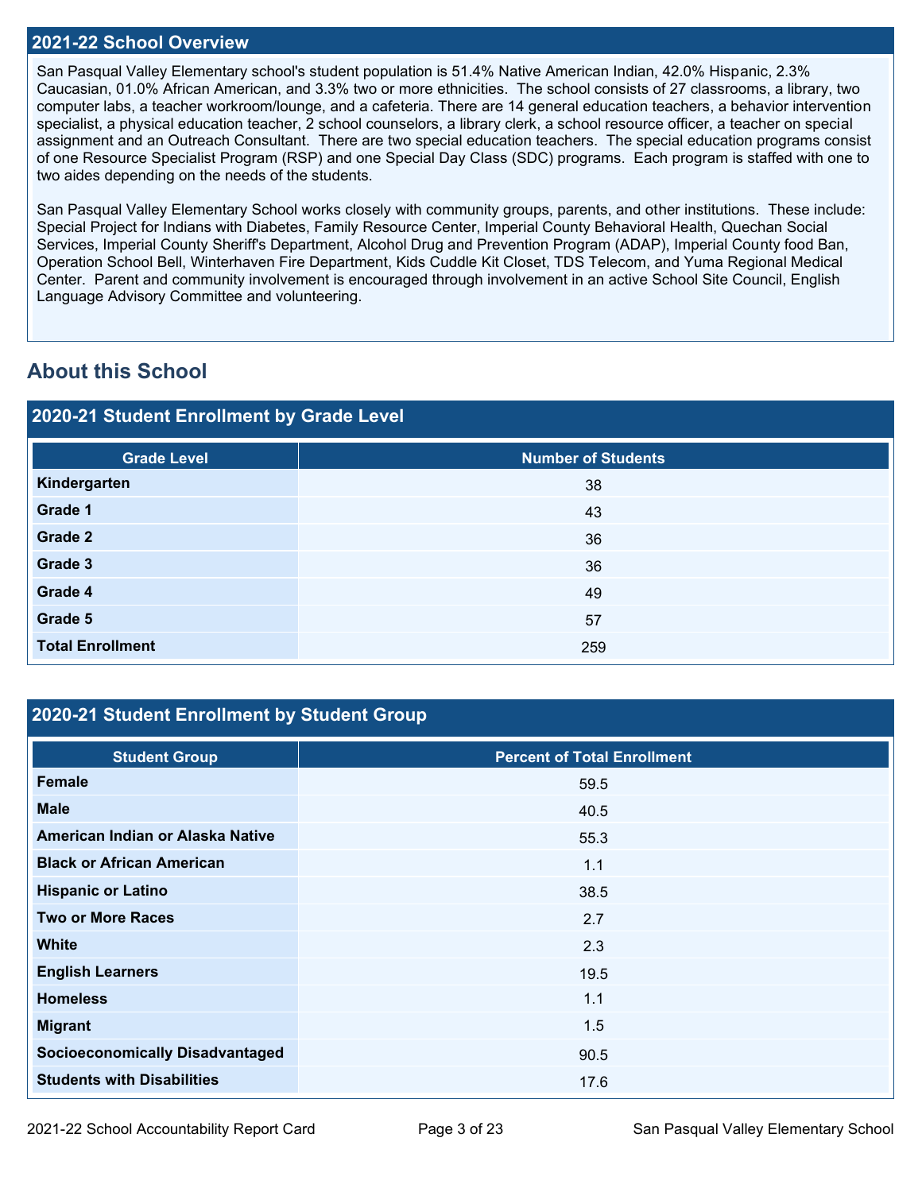## 2021-22 School Overview

San Pasqual Valley Elementary school's student population is 51.4% Native American Indian, 42.0% Hispanic, 2.3% Caucasian, 01.0% African American, and 3.3% two or more ethnicities. The school consists of 27 classrooms, a library, two computer labs, a teacher workroom/lounge, and a cafeteria. There are 14 general education teachers, a behavior intervention specialist, a physical education teacher, 2 school counselors, a library clerk, a school resource officer, a teacher on special assignment and an Outreach Consultant. There are two special education teachers. The special education programs consist of one Resource Specialist Program (RSP) and one Special Day Class (SDC) programs. Each program is staffed with one to two aides depending on the needs of the students.

San Pasqual Valley Elementary School works closely with community groups, parents, and other institutions. These include: Special Project for Indians with Diabetes, Family Resource Center, Imperial County Behavioral Health, Quechan Social Services, Imperial County Sheriff's Department, Alcohol Drug and Prevention Program (ADAP), Imperial County food Ban, Operation School Bell, Winterhaven Fire Department, Kids Cuddle Kit Closet, TDS Telecom, and Yuma Regional Medical Center. Parent and community involvement is encouraged through involvement in an active School Site Council, English Language Advisory Committee and volunteering.

## About this School

### 2020-21 Student Enrollment by Grade Level

| Grade Level | Number of Students |
|---|---|
| Kindergarten | 38 |
| Grade 1 | 43 |
| Grade 2 | 36 |
| Grade 3 | 36 |
| Grade 4 | 49 |
| Grade 5 | 57 |
| Total Enrollment | 259 |

### 2020-21 Student Enrollment by Student Group

| Student Group | Percent of Total Enrollment |
|---|---|
| Female | 59.5 |
| Male | 40.5 |
| American Indian or Alaska Native | 55.3 |
| Black or African American | 1.1 |
| Hispanic or Latino | 38.5 |
| Two or More Races | 2.7 |
| White | 2.3 |
| English Learners | 19.5 |
| Homeless | 1.1 |
| Migrant | 1.5 |
| Socioeconomically Disadvantaged | 90.5 |
| Students with Disabilities | 17.6 |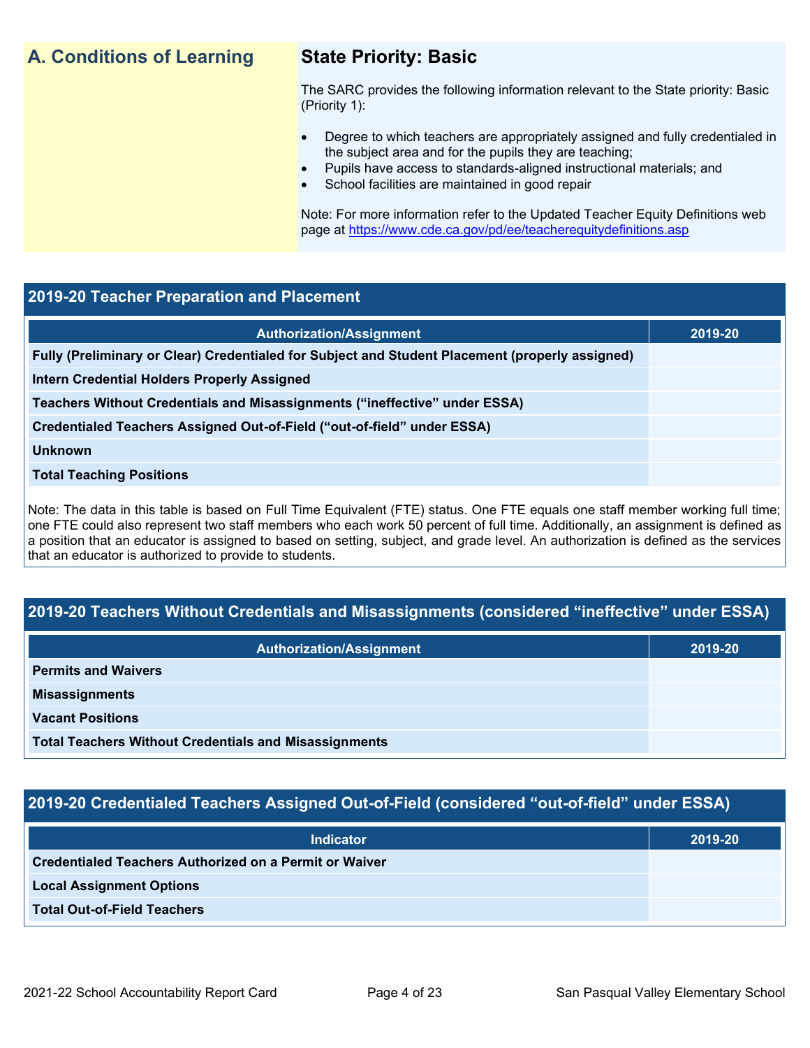## A. Conditions of Learning

### State Priority: Basic

The SARC provides the following information relevant to the State priority: Basic (Priority 1):

- Degree to which teachers are appropriately assigned and fully credentialed in the subject area and for the pupils they are teaching;
- Pupils have access to standards-aligned instructional materials; and
- School facilities are maintained in good repair

Note: For more information refer to the Updated Teacher Equity Definitions web page at https://www.cde.ca.gov/pd/ee/teacherequitydefinitions.asp

### 2019-20 Teacher Preparation and Placement

| Authorization/Assignment | 2019-20 |
|---|---|
| Fully (Preliminary or Clear) Credentialed for Subject and Student Placement (properly assigned) | |
| Intern Credential Holders Properly Assigned | |
| Teachers Without Credentials and Misassignments ("ineffective" under ESSA) | |
| Credentialed Teachers Assigned Out-of-Field ("out-of-field" under ESSA) | |
| Unknown | |
| Total Teaching Positions | |

Note: The data in this table is based on Full Time Equivalent (FTE) status. One FTE equals one staff member working full time; one FTE could also represent two staff members who each work 50 percent of full time. Additionally, an assignment is defined as a position that an educator is assigned to based on setting, subject, and grade level. An authorization is defined as the services that an educator is authorized to provide to students.

### 2019-20 Teachers Without Credentials and Misassignments (considered "ineffective" under ESSA)

| Authorization/Assignment | 2019-20 |
|---|---|
| Permits and Waivers | |
| Misassignments | |
| Vacant Positions | |
| Total Teachers Without Credentials and Misassignments | |

### 2019-20 Credentialed Teachers Assigned Out-of-Field (considered "out-of-field" under ESSA)

| Indicator | 2019-20 |
|---|---|
| Credentialed Teachers Authorized on a Permit or Waiver | |
| Local Assignment Options | |
| Total Out-of-Field Teachers | |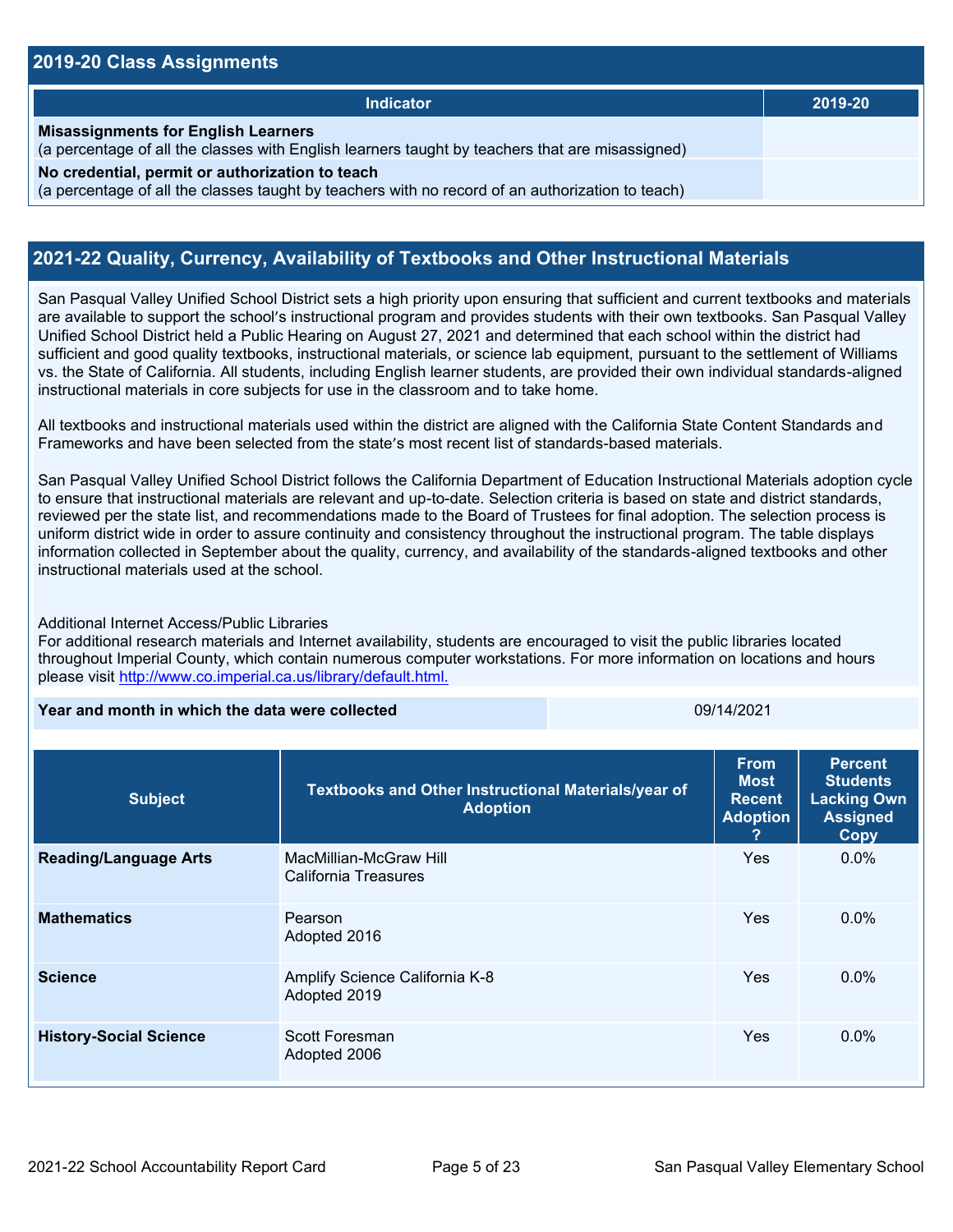## 2019-20 Class Assignments

| Indicator | 2019-20 |
|---|---|
| **Misassignments for English Learners**<br>(a percentage of all the classes with English learners taught by teachers that are misassigned) | |
| **No credential, permit or authorization to teach**<br>(a percentage of all the classes taught by teachers with no record of an authorization to teach) | |

## 2021-22 Quality, Currency, Availability of Textbooks and Other Instructional Materials

San Pasqual Valley Unified School District sets a high priority upon ensuring that sufficient and current textbooks and materials are available to support the school's instructional program and provides students with their own textbooks. San Pasqual Valley Unified School District held a Public Hearing on August 27, 2021 and determined that each school within the district had sufficient and good quality textbooks, instructional materials, or science lab equipment, pursuant to the settlement of Williams vs. the State of California. All students, including English learner students, are provided their own individual standards-aligned instructional materials in core subjects for use in the classroom and to take home.

All textbooks and instructional materials used within the district are aligned with the California State Content Standards and Frameworks and have been selected from the state's most recent list of standards-based materials.

San Pasqual Valley Unified School District follows the California Department of Education Instructional Materials adoption cycle to ensure that instructional materials are relevant and up-to-date. Selection criteria is based on state and district standards, reviewed per the state list, and recommendations made to the Board of Trustees for final adoption. The selection process is uniform district wide in order to assure continuity and consistency throughout the instructional program. The table displays information collected in September about the quality, currency, and availability of the standards-aligned textbooks and other instructional materials used at the school.

Additional Internet Access/Public Libraries
For additional research materials and Internet availability, students are encouraged to visit the public libraries located throughout Imperial County, which contain numerous computer workstations. For more information on locations and hours please visit http://www.co.imperial.ca.us/library/default.html.

| **Year and month in which the data were collected** | 09/14/2021 |
|---|---|

| Subject | Textbooks and Other Instructional Materials/year of Adoption | From Most Recent Adoption ? | Percent Students Lacking Own Assigned Copy |
|---|---|---|---|
| **Reading/Language Arts** | MacMillian-McGraw Hill<br>California Treasures | Yes | 0.0% |
| **Mathematics** | Pearson<br>Adopted 2016 | Yes | 0.0% |
| **Science** | Amplify Science California K-8<br>Adopted 2019 | Yes | 0.0% |
| **History-Social Science** | Scott Foresman<br>Adopted 2006 | Yes | 0.0% |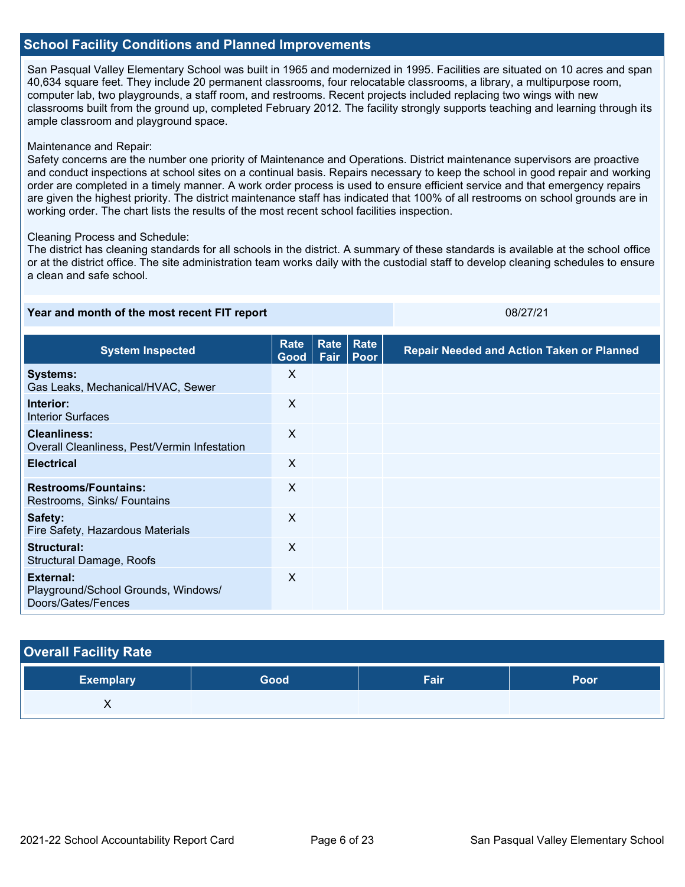## School Facility Conditions and Planned Improvements

San Pasqual Valley Elementary School was built in 1965 and modernized in 1995. Facilities are situated on 10 acres and span 40,634 square feet. They include 20 permanent classrooms, four relocatable classrooms, a library, a multipurpose room, computer lab, two playgrounds, a staff room, and restrooms. Recent projects included replacing two wings with new classrooms built from the ground up, completed February 2012. The facility strongly supports teaching and learning through its ample classroom and playground space.

Maintenance and Repair:
Safety concerns are the number one priority of Maintenance and Operations. District maintenance supervisors are proactive and conduct inspections at school sites on a continual basis. Repairs necessary to keep the school in good repair and working order are completed in a timely manner. A work order process is used to ensure efficient service and that emergency repairs are given the highest priority. The district maintenance staff has indicated that 100% of all restrooms on school grounds are in working order. The chart lists the results of the most recent school facilities inspection.

Cleaning Process and Schedule:
The district has cleaning standards for all schools in the district. A summary of these standards is available at the school office or at the district office. The site administration team works daily with the custodial staff to develop cleaning schedules to ensure a clean and safe school.

| **Year and month of the most recent FIT report** | 08/27/21 |
|---|---|

| System Inspected | Rate Good | Rate Fair | Rate Poor | Repair Needed and Action Taken or Planned |
|---|---|---|---|---|
| **Systems:** Gas Leaks, Mechanical/HVAC, Sewer | X | | | |
| **Interior:** Interior Surfaces | X | | | |
| **Cleanliness:** Overall Cleanliness, Pest/Vermin Infestation | X | | | |
| **Electrical** | X | | | |
| **Restrooms/Fountains:** Restrooms, Sinks/ Fountains | X | | | |
| **Safety:** Fire Safety, Hazardous Materials | X | | | |
| **Structural:** Structural Damage, Roofs | X | | | |
| **External:** Playground/School Grounds, Windows/ Doors/Gates/Fences | X | | | |

## Overall Facility Rate

| Exemplary | Good | Fair | Poor |
|---|---|---|---|
| X | | | |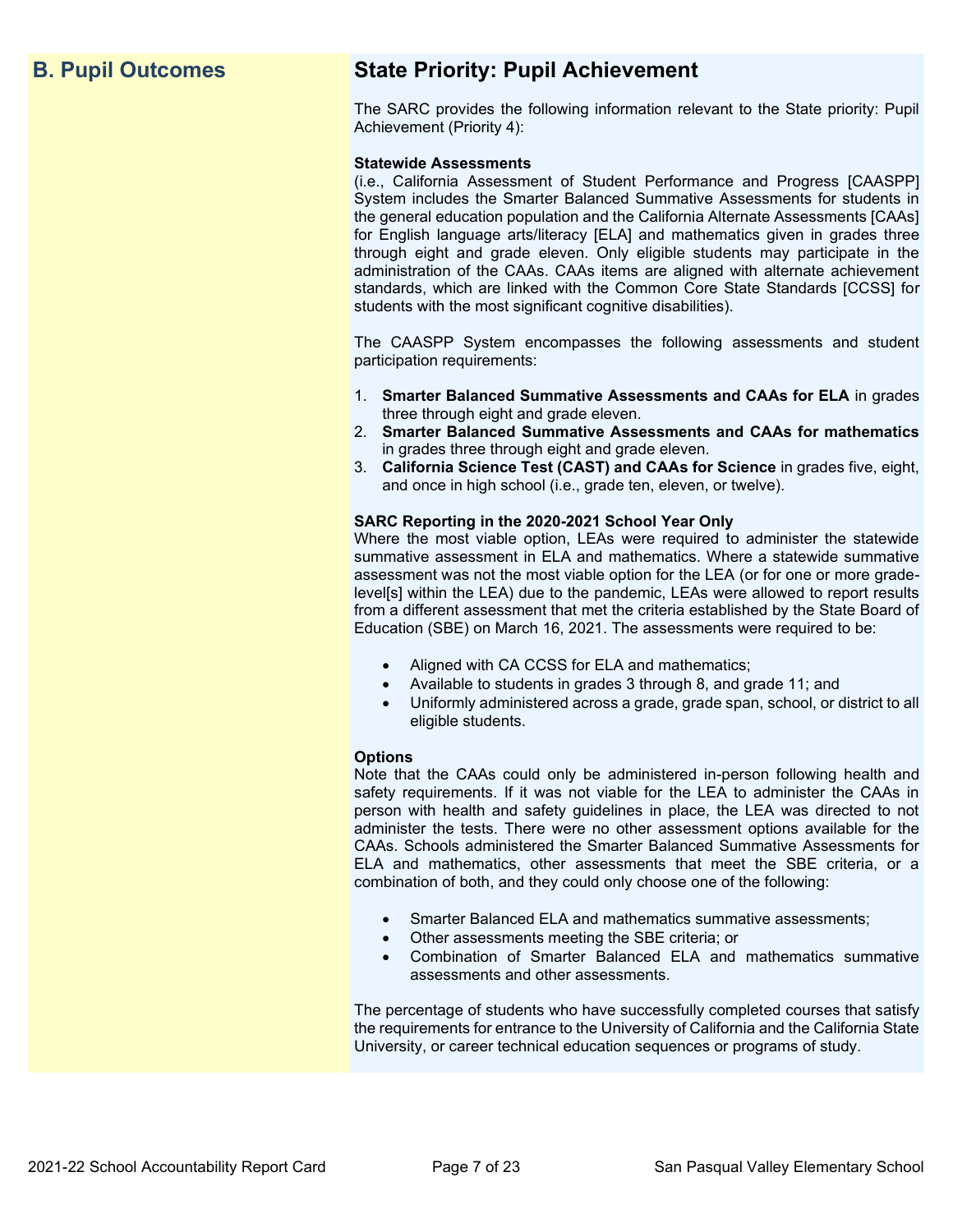## B. Pupil Outcomes

## State Priority: Pupil Achievement

The SARC provides the following information relevant to the State priority: Pupil Achievement (Priority 4):

**Statewide Assessments**
(i.e., California Assessment of Student Performance and Progress [CAASPP] System includes the Smarter Balanced Summative Assessments for students in the general education population and the California Alternate Assessments [CAAs] for English language arts/literacy [ELA] and mathematics given in grades three through eight and grade eleven. Only eligible students may participate in the administration of the CAAs. CAAs items are aligned with alternate achievement standards, which are linked with the Common Core State Standards [CCSS] for students with the most significant cognitive disabilities).

The CAASPP System encompasses the following assessments and student participation requirements:

1. **Smarter Balanced Summative Assessments and CAAs for ELA** in grades three through eight and grade eleven.
2. **Smarter Balanced Summative Assessments and CAAs for mathematics** in grades three through eight and grade eleven.
3. **California Science Test (CAST) and CAAs for Science** in grades five, eight, and once in high school (i.e., grade ten, eleven, or twelve).

**SARC Reporting in the 2020-2021 School Year Only**
Where the most viable option, LEAs were required to administer the statewide summative assessment in ELA and mathematics. Where a statewide summative assessment was not the most viable option for the LEA (or for one or more grade-level[s] within the LEA) due to the pandemic, LEAs were allowed to report results from a different assessment that met the criteria established by the State Board of Education (SBE) on March 16, 2021. The assessments were required to be:

- Aligned with CA CCSS for ELA and mathematics;
- Available to students in grades 3 through 8, and grade 11; and
- Uniformly administered across a grade, grade span, school, or district to all eligible students.

**Options**
Note that the CAAs could only be administered in-person following health and safety requirements. If it was not viable for the LEA to administer the CAAs in person with health and safety guidelines in place, the LEA was directed to not administer the tests. There were no other assessment options available for the CAAs. Schools administered the Smarter Balanced Summative Assessments for ELA and mathematics, other assessments that meet the SBE criteria, or a combination of both, and they could only choose one of the following:

- Smarter Balanced ELA and mathematics summative assessments;
- Other assessments meeting the SBE criteria; or
- Combination of Smarter Balanced ELA and mathematics summative assessments and other assessments.

The percentage of students who have successfully completed courses that satisfy the requirements for entrance to the University of California and the California State University, or career technical education sequences or programs of study.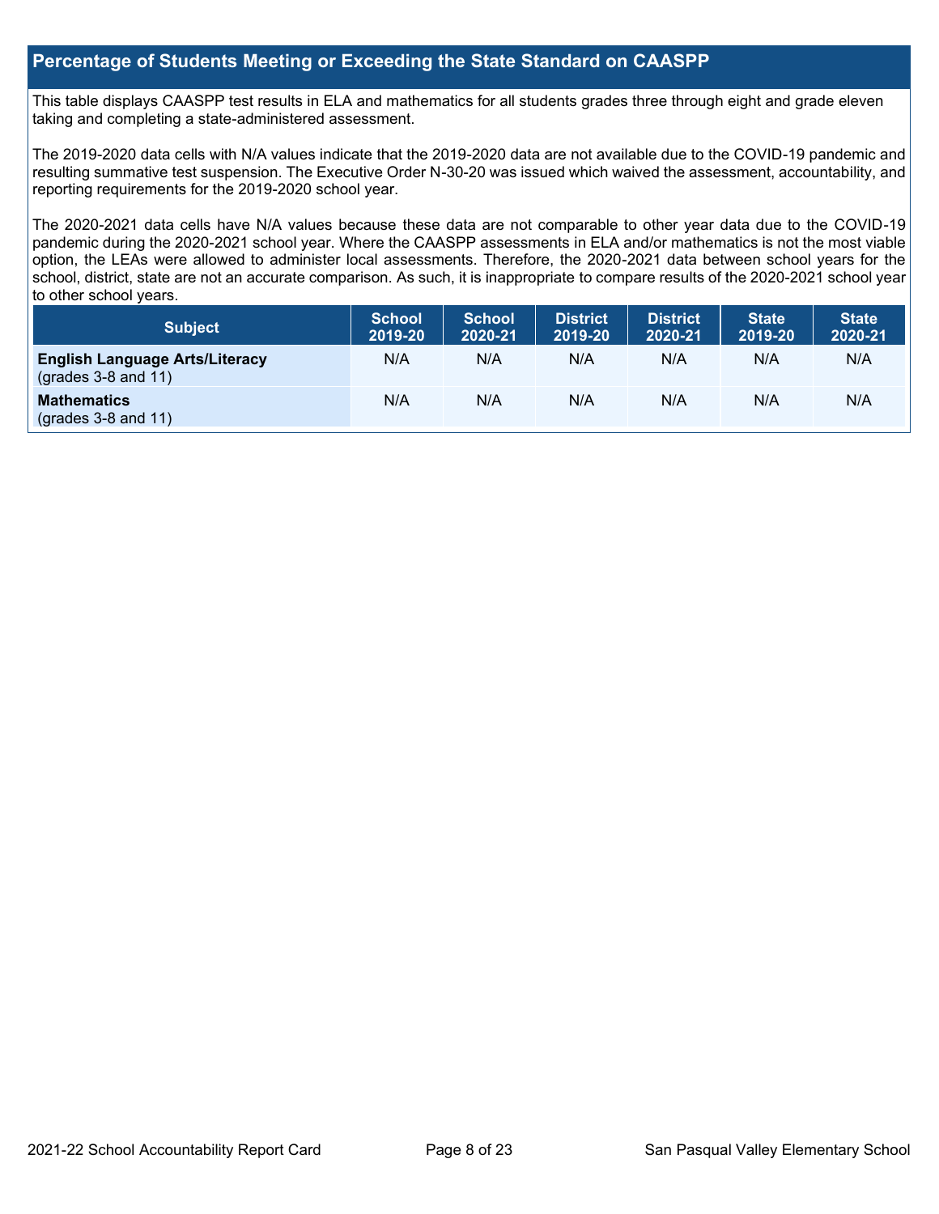## Percentage of Students Meeting or Exceeding the State Standard on CAASPP

This table displays CAASPP test results in ELA and mathematics for all students grades three through eight and grade eleven taking and completing a state-administered assessment.

The 2019-2020 data cells with N/A values indicate that the 2019-2020 data are not available due to the COVID-19 pandemic and resulting summative test suspension. The Executive Order N-30-20 was issued which waived the assessment, accountability, and reporting requirements for the 2019-2020 school year.

The 2020-2021 data cells have N/A values because these data are not comparable to other year data due to the COVID-19 pandemic during the 2020-2021 school year. Where the CAASPP assessments in ELA and/or mathematics is not the most viable option, the LEAs were allowed to administer local assessments. Therefore, the 2020-2021 data between school years for the school, district, state are not an accurate comparison. As such, it is inappropriate to compare results of the 2020-2021 school year to other school years.

| Subject | School 2019-20 | School 2020-21 | District 2019-20 | District 2020-21 | State 2019-20 | State 2020-21 |
|---|---|---|---|---|---|---|
| **English Language Arts/Literacy** (grades 3-8 and 11) | N/A | N/A | N/A | N/A | N/A | N/A |
| **Mathematics** (grades 3-8 and 11) | N/A | N/A | N/A | N/A | N/A | N/A |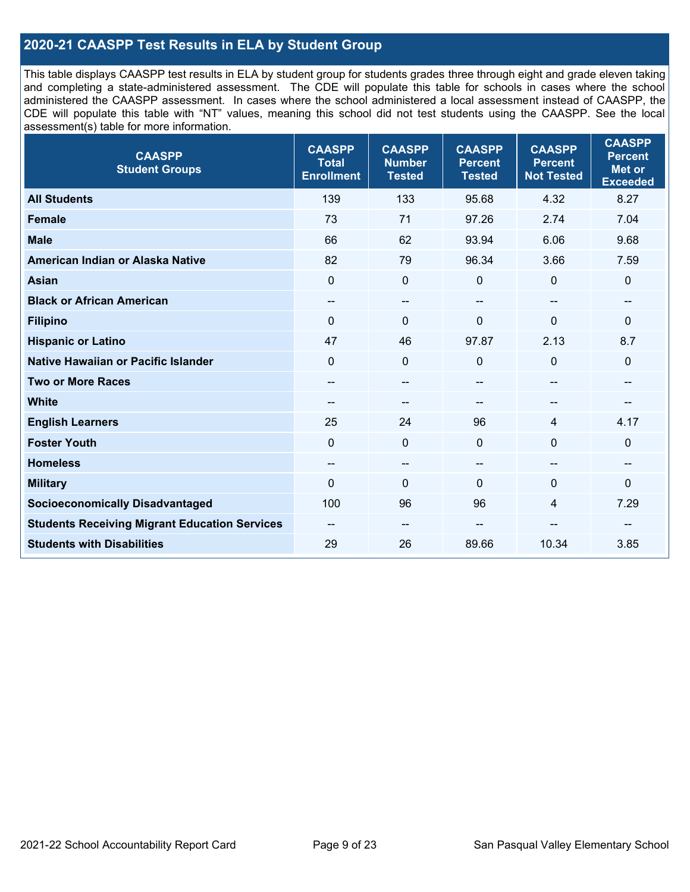## 2020-21 CAASPP Test Results in ELA by Student Group

This table displays CAASPP test results in ELA by student group for students grades three through eight and grade eleven taking and completing a state-administered assessment. The CDE will populate this table for schools in cases where the school administered the CAASPP assessment. In cases where the school administered a local assessment instead of CAASPP, the CDE will populate this table with "NT" values, meaning this school did not test students using the CAASPP. See the local assessment(s) table for more information.

| CAASPP Student Groups | CAASPP Total Enrollment | CAASPP Number Tested | CAASPP Percent Tested | CAASPP Percent Not Tested | CAASPP Percent Met or Exceeded |
|---|---|---|---|---|---|
| **All Students** | 139 | 133 | 95.68 | 4.32 | 8.27 |
| **Female** | 73 | 71 | 97.26 | 2.74 | 7.04 |
| **Male** | 66 | 62 | 93.94 | 6.06 | 9.68 |
| **American Indian or Alaska Native** | 82 | 79 | 96.34 | 3.66 | 7.59 |
| **Asian** | 0 | 0 | 0 | 0 | 0 |
| **Black or African American** | -- | -- | -- | -- | -- |
| **Filipino** | 0 | 0 | 0 | 0 | 0 |
| **Hispanic or Latino** | 47 | 46 | 97.87 | 2.13 | 8.7 |
| **Native Hawaiian or Pacific Islander** | 0 | 0 | 0 | 0 | 0 |
| **Two or More Races** | -- | -- | -- | -- | -- |
| **White** | -- | -- | -- | -- | -- |
| **English Learners** | 25 | 24 | 96 | 4 | 4.17 |
| **Foster Youth** | 0 | 0 | 0 | 0 | 0 |
| **Homeless** | -- | -- | -- | -- | -- |
| **Military** | 0 | 0 | 0 | 0 | 0 |
| **Socioeconomically Disadvantaged** | 100 | 96 | 96 | 4 | 7.29 |
| **Students Receiving Migrant Education Services** | -- | -- | -- | -- | -- |
| **Students with Disabilities** | 29 | 26 | 89.66 | 10.34 | 3.85 |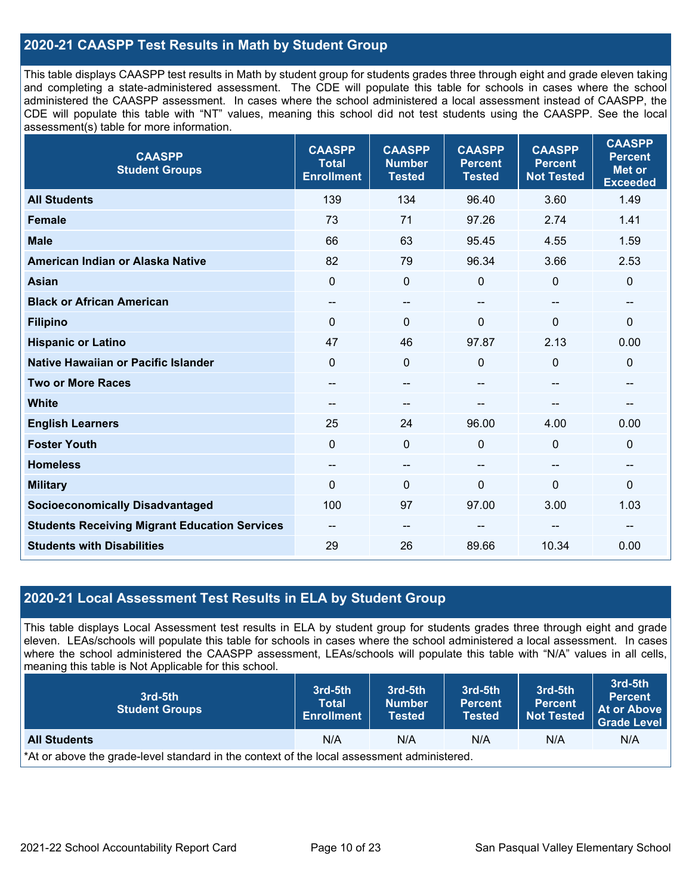## 2020-21 CAASPP Test Results in Math by Student Group

This table displays CAASPP test results in Math by student group for students grades three through eight and grade eleven taking and completing a state-administered assessment. The CDE will populate this table for schools in cases where the school administered the CAASPP assessment. In cases where the school administered a local assessment instead of CAASPP, the CDE will populate this table with "NT" values, meaning this school did not test students using the CAASPP. See the local assessment(s) table for more information.

| CAASPP Student Groups | CAASPP Total Enrollment | CAASPP Number Tested | CAASPP Percent Tested | CAASPP Percent Not Tested | CAASPP Percent Met or Exceeded |
|---|---|---|---|---|---|
| **All Students** | 139 | 134 | 96.40 | 3.60 | 1.49 |
| **Female** | 73 | 71 | 97.26 | 2.74 | 1.41 |
| **Male** | 66 | 63 | 95.45 | 4.55 | 1.59 |
| **American Indian or Alaska Native** | 82 | 79 | 96.34 | 3.66 | 2.53 |
| **Asian** | 0 | 0 | 0 | 0 | 0 |
| **Black or African American** | -- | -- | -- | -- | -- |
| **Filipino** | 0 | 0 | 0 | 0 | 0 |
| **Hispanic or Latino** | 47 | 46 | 97.87 | 2.13 | 0.00 |
| **Native Hawaiian or Pacific Islander** | 0 | 0 | 0 | 0 | 0 |
| **Two or More Races** | -- | -- | -- | -- | -- |
| **White** | -- | -- | -- | -- | -- |
| **English Learners** | 25 | 24 | 96.00 | 4.00 | 0.00 |
| **Foster Youth** | 0 | 0 | 0 | 0 | 0 |
| **Homeless** | -- | -- | -- | -- | -- |
| **Military** | 0 | 0 | 0 | 0 | 0 |
| **Socioeconomically Disadvantaged** | 100 | 97 | 97.00 | 3.00 | 1.03 |
| **Students Receiving Migrant Education Services** | -- | -- | -- | -- | -- |
| **Students with Disabilities** | 29 | 26 | 89.66 | 10.34 | 0.00 |

## 2020-21 Local Assessment Test Results in ELA by Student Group

This table displays Local Assessment test results in ELA by student group for students grades three through eight and grade eleven. LEAs/schools will populate this table for schools in cases where the school administered a local assessment. In cases where the school administered the CAASPP assessment, LEAs/schools will populate this table with "N/A" values in all cells, meaning this table is Not Applicable for this school.

| 3rd-5th Student Groups | 3rd-5th Total Enrollment | 3rd-5th Number Tested | 3rd-5th Percent Tested | 3rd-5th Percent Not Tested | 3rd-5th Percent At or Above Grade Level |
|---|---|---|---|---|---|
| **All Students** | N/A | N/A | N/A | N/A | N/A |

*At or above the grade-level standard in the context of the local assessment administered.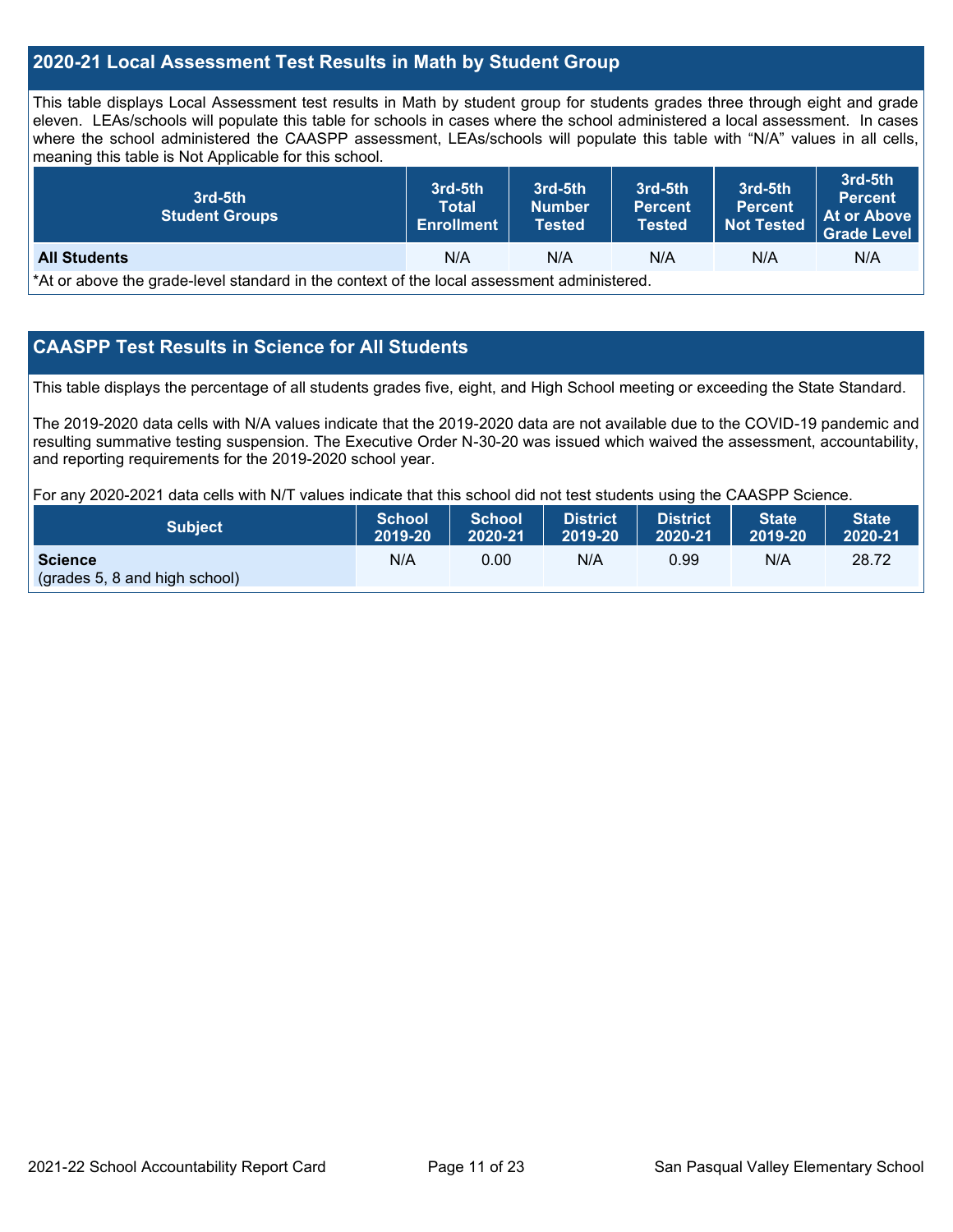## 2020-21 Local Assessment Test Results in Math by Student Group

This table displays Local Assessment test results in Math by student group for students grades three through eight and grade eleven. LEAs/schools will populate this table for schools in cases where the school administered a local assessment. In cases where the school administered the CAASPP assessment, LEAs/schools will populate this table with "N/A" values in all cells, meaning this table is Not Applicable for this school.

| 3rd-5th Student Groups | 3rd-5th Total Enrollment | 3rd-5th Number Tested | 3rd-5th Percent Tested | 3rd-5th Percent Not Tested | 3rd-5th Percent At or Above Grade Level |
|---|---|---|---|---|---|
| **All Students** | N/A | N/A | N/A | N/A | N/A |

*At or above the grade-level standard in the context of the local assessment administered.

## CAASPP Test Results in Science for All Students

This table displays the percentage of all students grades five, eight, and High School meeting or exceeding the State Standard.

The 2019-2020 data cells with N/A values indicate that the 2019-2020 data are not available due to the COVID-19 pandemic and resulting summative testing suspension. The Executive Order N-30-20 was issued which waived the assessment, accountability, and reporting requirements for the 2019-2020 school year.

For any 2020-2021 data cells with N/T values indicate that this school did not test students using the CAASPP Science.

| Subject | School 2019-20 | School 2020-21 | District 2019-20 | District 2020-21 | State 2019-20 | State 2020-21 |
|---|---|---|---|---|---|---|
| **Science** (grades 5, 8 and high school) | N/A | 0.00 | N/A | 0.99 | N/A | 28.72 |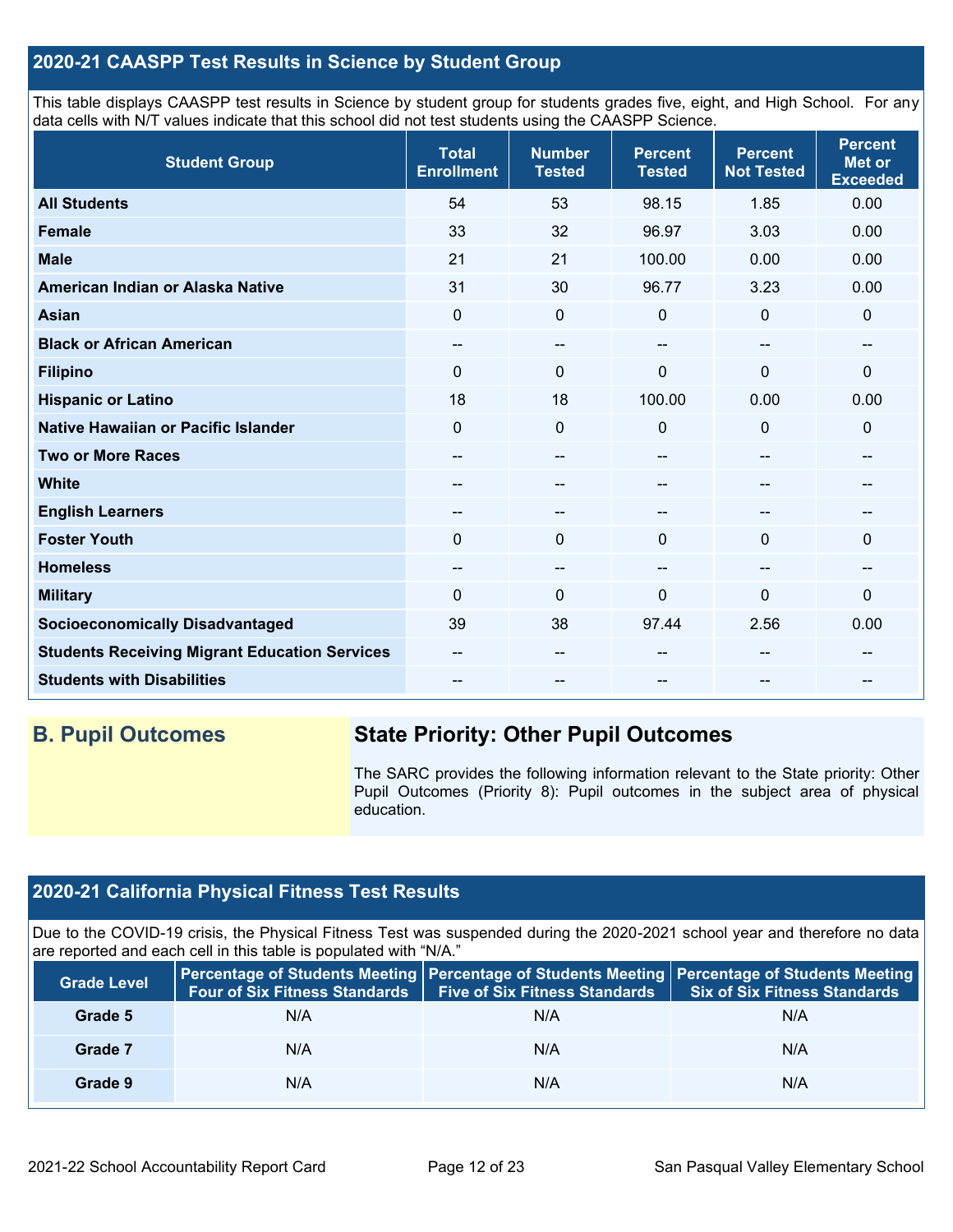## 2020-21 CAASPP Test Results in Science by Student Group

This table displays CAASPP test results in Science by student group for students grades five, eight, and High School. For any data cells with N/T values indicate that this school did not test students using the CAASPP Science.

| Student Group | Total Enrollment | Number Tested | Percent Tested | Percent Not Tested | Percent Met or Exceeded |
|---|---|---|---|---|---|
| **All Students** | 54 | 53 | 98.15 | 1.85 | 0.00 |
| **Female** | 33 | 32 | 96.97 | 3.03 | 0.00 |
| **Male** | 21 | 21 | 100.00 | 0.00 | 0.00 |
| **American Indian or Alaska Native** | 31 | 30 | 96.77 | 3.23 | 0.00 |
| **Asian** | 0 | 0 | 0 | 0 | 0 |
| **Black or African American** | -- | -- | -- | -- | -- |
| **Filipino** | 0 | 0 | 0 | 0 | 0 |
| **Hispanic or Latino** | 18 | 18 | 100.00 | 0.00 | 0.00 |
| **Native Hawaiian or Pacific Islander** | 0 | 0 | 0 | 0 | 0 |
| **Two or More Races** | -- | -- | -- | -- | -- |
| **White** | -- | -- | -- | -- | -- |
| **English Learners** | -- | -- | -- | -- | -- |
| **Foster Youth** | 0 | 0 | 0 | 0 | 0 |
| **Homeless** | -- | -- | -- | -- | -- |
| **Military** | 0 | 0 | 0 | 0 | 0 |
| **Socioeconomically Disadvantaged** | 39 | 38 | 97.44 | 2.56 | 0.00 |
| **Students Receiving Migrant Education Services** | -- | -- | -- | -- | -- |
| **Students with Disabilities** | -- | -- | -- | -- | -- |

## B. Pupil Outcomes

### State Priority: Other Pupil Outcomes

The SARC provides the following information relevant to the State priority: Other Pupil Outcomes (Priority 8): Pupil outcomes in the subject area of physical education.

## 2020-21 California Physical Fitness Test Results

Due to the COVID-19 crisis, the Physical Fitness Test was suspended during the 2020-2021 school year and therefore no data are reported and each cell in this table is populated with "N/A."

| Grade Level | Percentage of Students Meeting Four of Six Fitness Standards | Percentage of Students Meeting Five of Six Fitness Standards | Percentage of Students Meeting Six of Six Fitness Standards |
|---|---|---|---|
| **Grade 5** | N/A | N/A | N/A |
| **Grade 7** | N/A | N/A | N/A |
| **Grade 9** | N/A | N/A | N/A |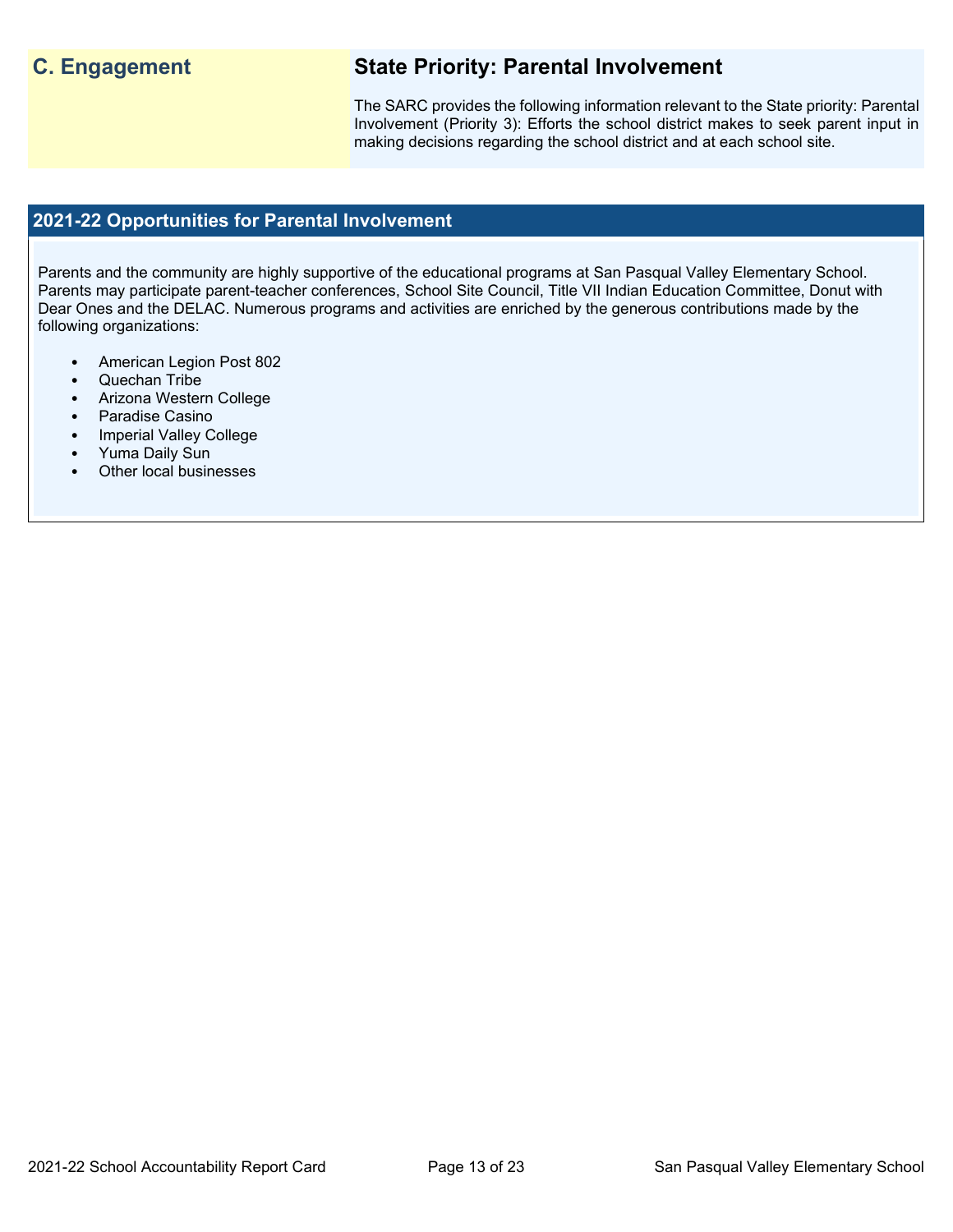## C. Engagement

### State Priority: Parental Involvement

The SARC provides the following information relevant to the State priority: Parental Involvement (Priority 3): Efforts the school district makes to seek parent input in making decisions regarding the school district and at each school site.

### 2021-22 Opportunities for Parental Involvement

Parents and the community are highly supportive of the educational programs at San Pasqual Valley Elementary School. Parents may participate parent-teacher conferences, School Site Council, Title VII Indian Education Committee, Donut with Dear Ones and the DELAC. Numerous programs and activities are enriched by the generous contributions made by the following organizations:

- American Legion Post 802
- Quechan Tribe
- Arizona Western College
- Paradise Casino
- Imperial Valley College
- Yuma Daily Sun
- Other local businesses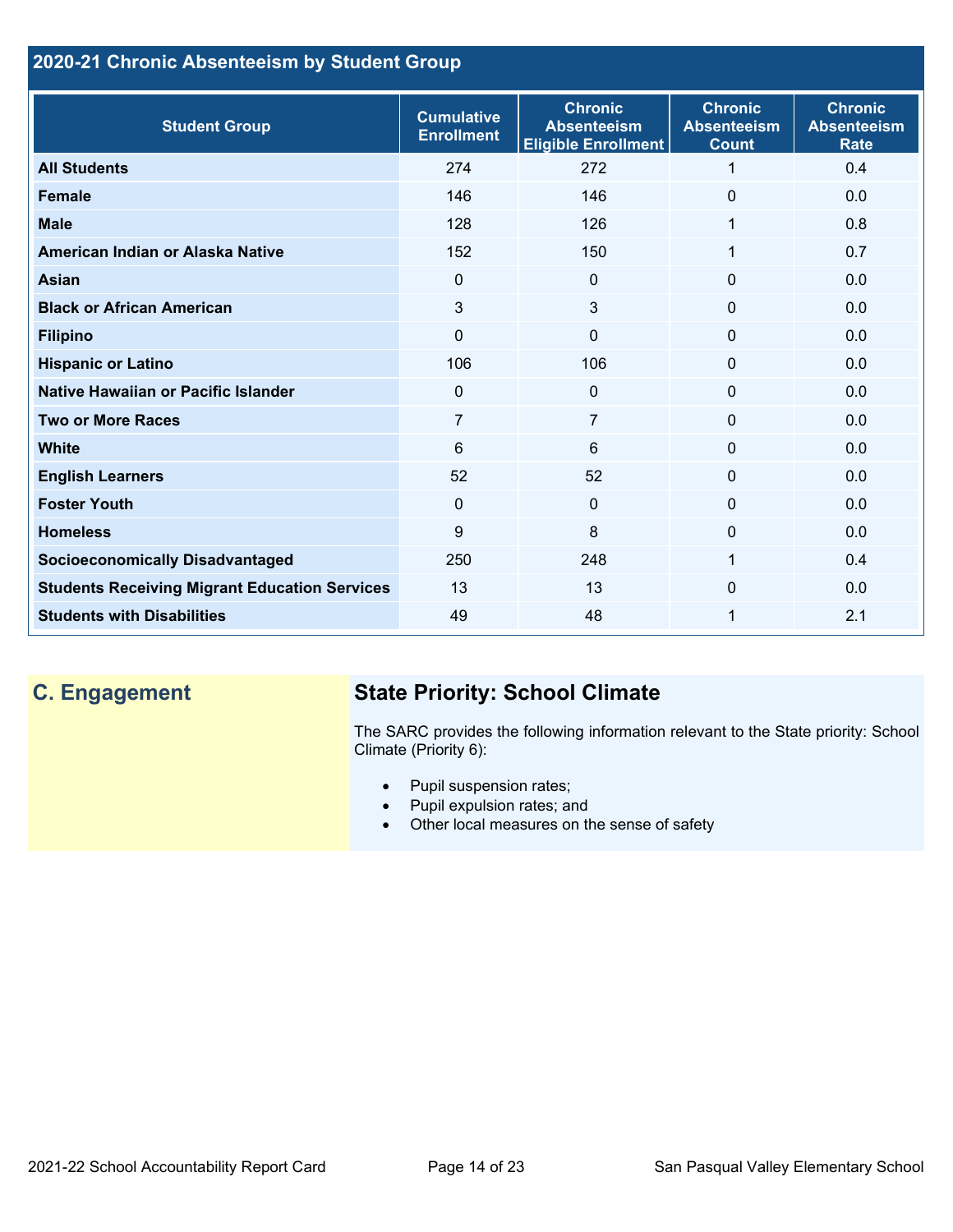## 2020-21 Chronic Absenteeism by Student Group

| Student Group | Cumulative Enrollment | Chronic Absenteeism Eligible Enrollment | Chronic Absenteeism Count | Chronic Absenteeism Rate |
|---|---|---|---|---|
| **All Students** | 274 | 272 | 1 | 0.4 |
| **Female** | 146 | 146 | 0 | 0.0 |
| **Male** | 128 | 126 | 1 | 0.8 |
| **American Indian or Alaska Native** | 152 | 150 | 1 | 0.7 |
| **Asian** | 0 | 0 | 0 | 0.0 |
| **Black or African American** | 3 | 3 | 0 | 0.0 |
| **Filipino** | 0 | 0 | 0 | 0.0 |
| **Hispanic or Latino** | 106 | 106 | 0 | 0.0 |
| **Native Hawaiian or Pacific Islander** | 0 | 0 | 0 | 0.0 |
| **Two or More Races** | 7 | 7 | 0 | 0.0 |
| **White** | 6 | 6 | 0 | 0.0 |
| **English Learners** | 52 | 52 | 0 | 0.0 |
| **Foster Youth** | 0 | 0 | 0 | 0.0 |
| **Homeless** | 9 | 8 | 0 | 0.0 |
| **Socioeconomically Disadvantaged** | 250 | 248 | 1 | 0.4 |
| **Students Receiving Migrant Education Services** | 13 | 13 | 0 | 0.0 |
| **Students with Disabilities** | 49 | 48 | 1 | 2.1 |

## C. Engagement

### State Priority: School Climate

The SARC provides the following information relevant to the State priority: School Climate (Priority 6):

- Pupil suspension rates;
- Pupil expulsion rates; and
- Other local measures on the sense of safety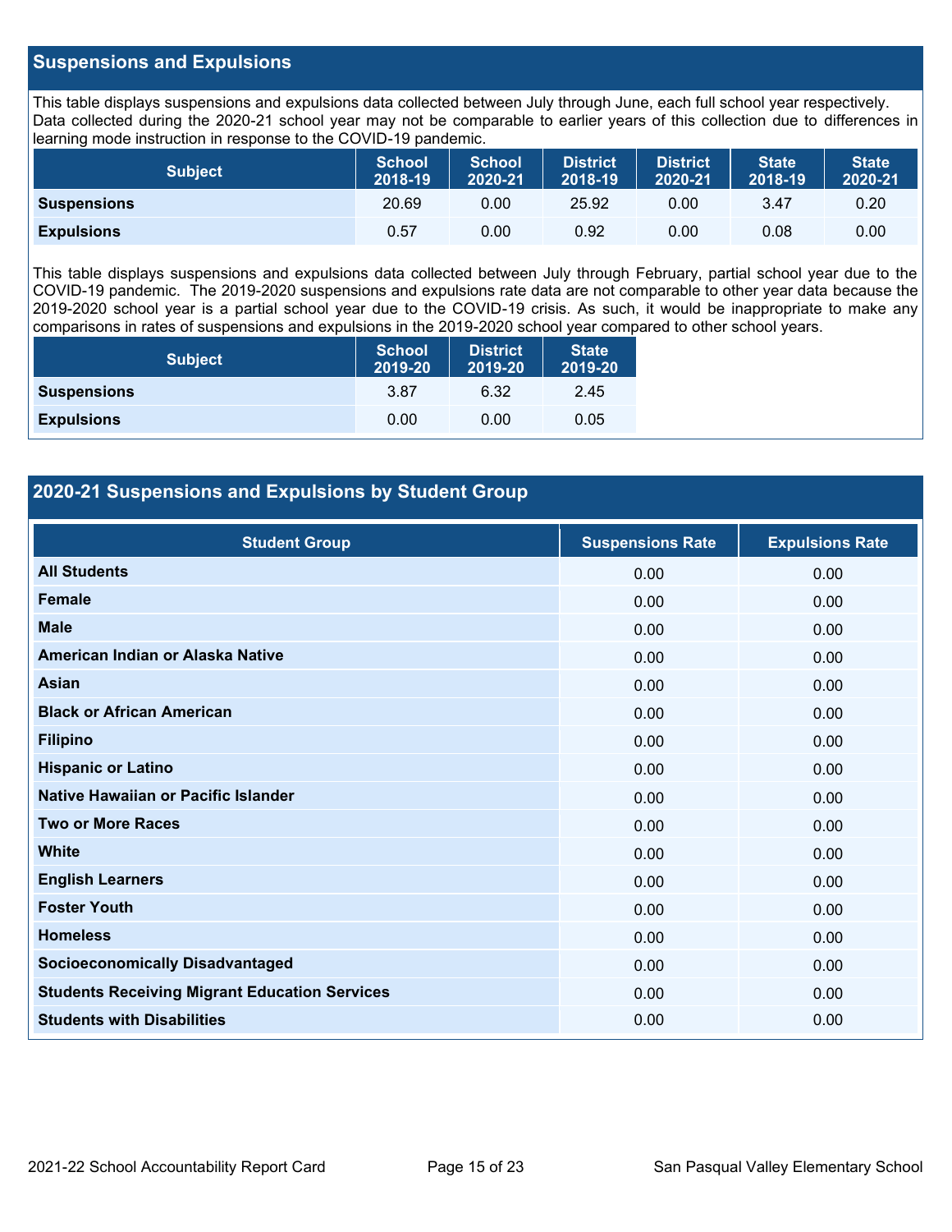## Suspensions and Expulsions

This table displays suspensions and expulsions data collected between July through June, each full school year respectively. Data collected during the 2020-21 school year may not be comparable to earlier years of this collection due to differences in learning mode instruction in response to the COVID-19 pandemic.

| Subject | School 2018-19 | School 2020-21 | District 2018-19 | District 2020-21 | State 2018-19 | State 2020-21 |
|---|---|---|---|---|---|---|
| **Suspensions** | 20.69 | 0.00 | 25.92 | 0.00 | 3.47 | 0.20 |
| **Expulsions** | 0.57 | 0.00 | 0.92 | 0.00 | 0.08 | 0.00 |

This table displays suspensions and expulsions data collected between July through February, partial school year due to the COVID-19 pandemic. The 2019-2020 suspensions and expulsions rate data are not comparable to other year data because the 2019-2020 school year is a partial school year due to the COVID-19 crisis. As such, it would be inappropriate to make any comparisons in rates of suspensions and expulsions in the 2019-2020 school year compared to other school years.

| Subject | School 2019-20 | District 2019-20 | State 2019-20 |
|---|---|---|---|
| **Suspensions** | 3.87 | 6.32 | 2.45 |
| **Expulsions** | 0.00 | 0.00 | 0.05 |

## 2020-21 Suspensions and Expulsions by Student Group

| Student Group | Suspensions Rate | Expulsions Rate |
|---|---|---|
| **All Students** | 0.00 | 0.00 |
| **Female** | 0.00 | 0.00 |
| **Male** | 0.00 | 0.00 |
| **American Indian or Alaska Native** | 0.00 | 0.00 |
| **Asian** | 0.00 | 0.00 |
| **Black or African American** | 0.00 | 0.00 |
| **Filipino** | 0.00 | 0.00 |
| **Hispanic or Latino** | 0.00 | 0.00 |
| **Native Hawaiian or Pacific Islander** | 0.00 | 0.00 |
| **Two or More Races** | 0.00 | 0.00 |
| **White** | 0.00 | 0.00 |
| **English Learners** | 0.00 | 0.00 |
| **Foster Youth** | 0.00 | 0.00 |
| **Homeless** | 0.00 | 0.00 |
| **Socioeconomically Disadvantaged** | 0.00 | 0.00 |
| **Students Receiving Migrant Education Services** | 0.00 | 0.00 |
| **Students with Disabilities** | 0.00 | 0.00 |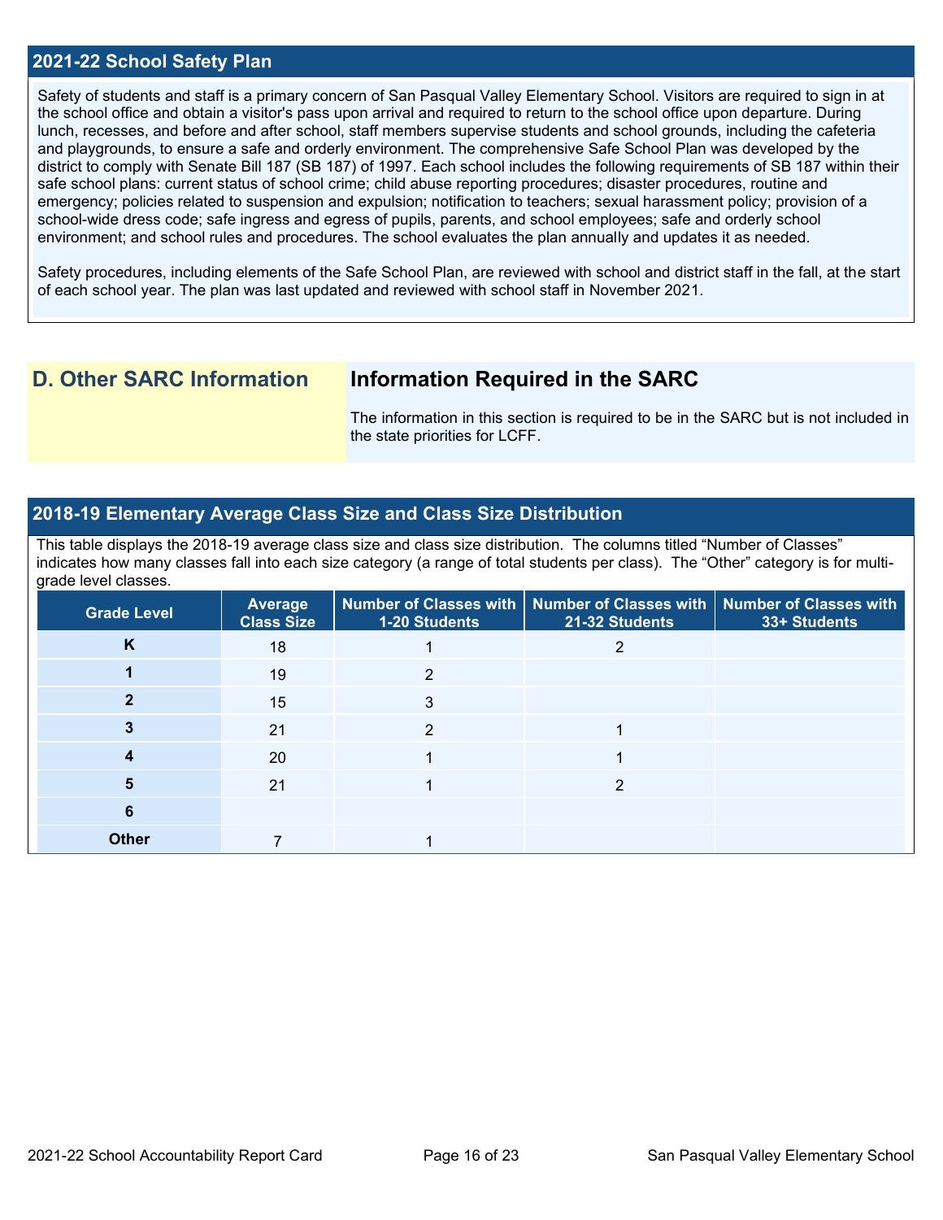## 2021-22 School Safety Plan

Safety of students and staff is a primary concern of San Pasqual Valley Elementary School. Visitors are required to sign in at the school office and obtain a visitor's pass upon arrival and required to return to the school office upon departure. During lunch, recesses, and before and after school, staff members supervise students and school grounds, including the cafeteria and playgrounds, to ensure a safe and orderly environment. The comprehensive Safe School Plan was developed by the district to comply with Senate Bill 187 (SB 187) of 1997. Each school includes the following requirements of SB 187 within their safe school plans: current status of school crime; child abuse reporting procedures; disaster procedures, routine and emergency; policies related to suspension and expulsion; notification to teachers; sexual harassment policy; provision of a school-wide dress code; safe ingress and egress of pupils, parents, and school employees; safe and orderly school environment; and school rules and procedures. The school evaluates the plan annually and updates it as needed.

Safety procedures, including elements of the Safe School Plan, are reviewed with school and district staff in the fall, at the start of each school year. The plan was last updated and reviewed with school staff in November 2021.

# D. Other SARC Information

## Information Required in the SARC

The information in this section is required to be in the SARC but is not included in the state priorities for LCFF.

## 2018-19 Elementary Average Class Size and Class Size Distribution

This table displays the 2018-19 average class size and class size distribution. The columns titled "Number of Classes" indicates how many classes fall into each size category (a range of total students per class). The "Other" category is for multi-grade level classes.

| Grade Level | Average Class Size | Number of Classes with 1-20 Students | Number of Classes with 21-32 Students | Number of Classes with 33+ Students |
|---|---|---|---|---|
| K | 18 | 1 | 2 | |
| 1 | 19 | 2 | | |
| 2 | 15 | 3 | | |
| 3 | 21 | 2 | 1 | |
| 4 | 20 | 1 | 1 | |
| 5 | 21 | 1 | 2 | |
| 6 | | | | |
| Other | 7 | 1 | | |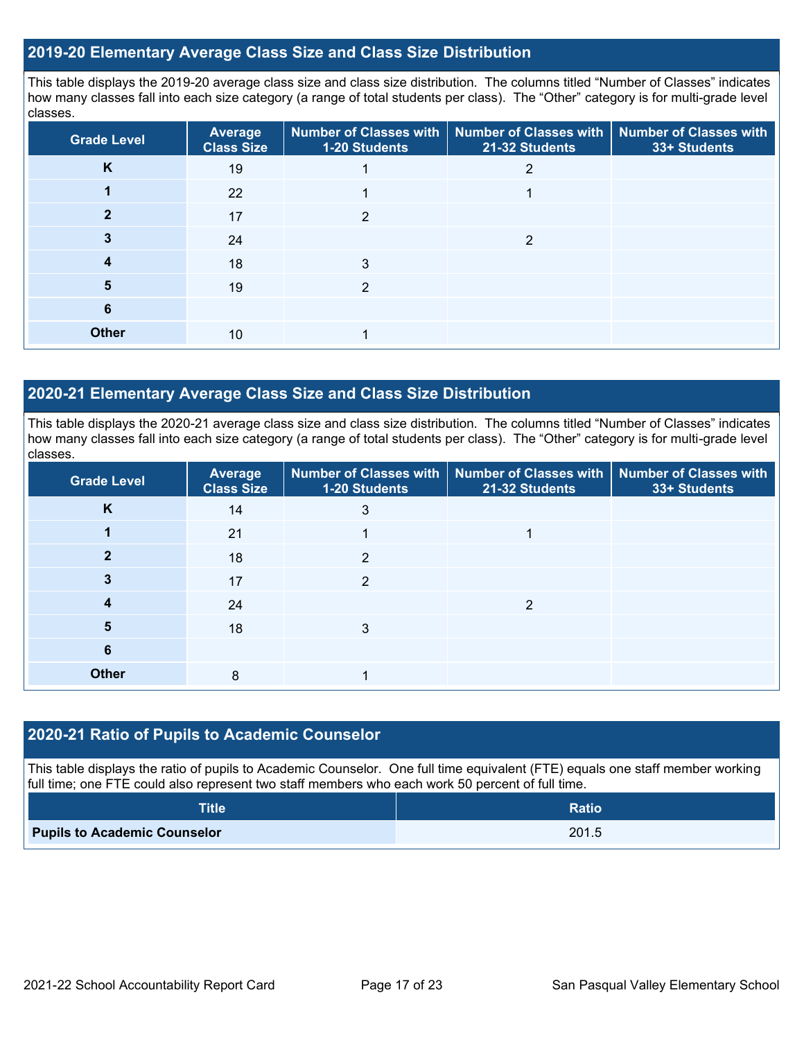## 2019-20 Elementary Average Class Size and Class Size Distribution

This table displays the 2019-20 average class size and class size distribution. The columns titled "Number of Classes" indicates how many classes fall into each size category (a range of total students per class). The "Other" category is for multi-grade level classes.

| Grade Level | Average Class Size | Number of Classes with 1-20 Students | Number of Classes with 21-32 Students | Number of Classes with 33+ Students |
|---|---|---|---|---|
| K | 19 | 1 | 2 | |
| 1 | 22 | 1 | 1 | |
| 2 | 17 | 2 | | |
| 3 | 24 | | 2 | |
| 4 | 18 | 3 | | |
| 5 | 19 | 2 | | |
| 6 | | | | |
| Other | 10 | 1 | | |

## 2020-21 Elementary Average Class Size and Class Size Distribution

This table displays the 2020-21 average class size and class size distribution. The columns titled "Number of Classes" indicates how many classes fall into each size category (a range of total students per class). The "Other" category is for multi-grade level classes.

| Grade Level | Average Class Size | Number of Classes with 1-20 Students | Number of Classes with 21-32 Students | Number of Classes with 33+ Students |
|---|---|---|---|---|
| K | 14 | 3 | | |
| 1 | 21 | 1 | 1 | |
| 2 | 18 | 2 | | |
| 3 | 17 | 2 | | |
| 4 | 24 | | 2 | |
| 5 | 18 | 3 | | |
| 6 | | | | |
| Other | 8 | 1 | | |

## 2020-21 Ratio of Pupils to Academic Counselor

This table displays the ratio of pupils to Academic Counselor. One full time equivalent (FTE) equals one staff member working full time; one FTE could also represent two staff members who each work 50 percent of full time.

| Title | Ratio |
|---|---|
| **Pupils to Academic Counselor** | 201.5 |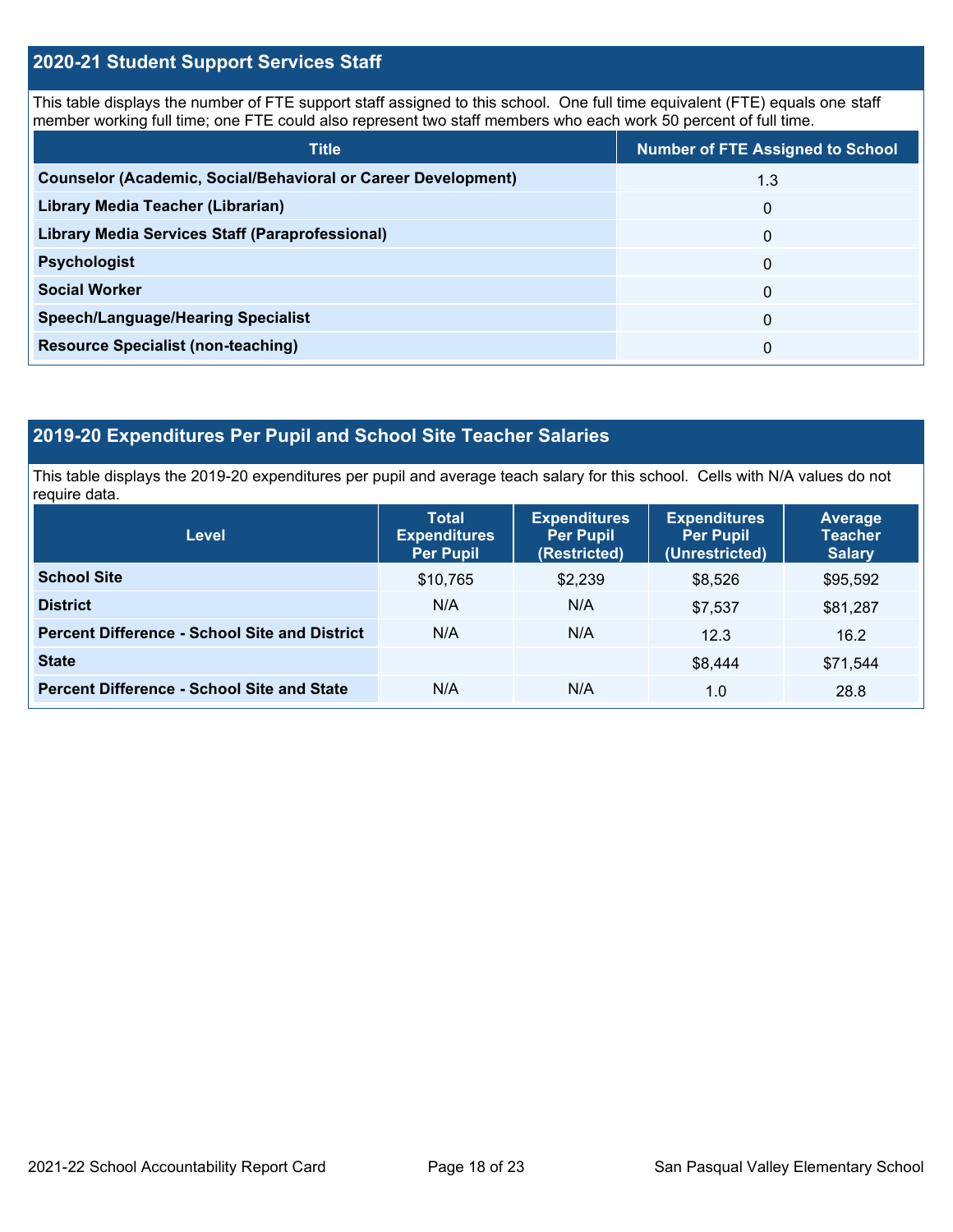## 2020-21 Student Support Services Staff

This table displays the number of FTE support staff assigned to this school. One full time equivalent (FTE) equals one staff member working full time; one FTE could also represent two staff members who each work 50 percent of full time.

| Title | Number of FTE Assigned to School |
|---|---|
| **Counselor (Academic, Social/Behavioral or Career Development)** | 1.3 |
| **Library Media Teacher (Librarian)** | 0 |
| **Library Media Services Staff (Paraprofessional)** | 0 |
| **Psychologist** | 0 |
| **Social Worker** | 0 |
| **Speech/Language/Hearing Specialist** | 0 |
| **Resource Specialist (non-teaching)** | 0 |

## 2019-20 Expenditures Per Pupil and School Site Teacher Salaries

This table displays the 2019-20 expenditures per pupil and average teach salary for this school. Cells with N/A values do not require data.

| Level | Total Expenditures Per Pupil | Expenditures Per Pupil (Restricted) | Expenditures Per Pupil (Unrestricted) | Average Teacher Salary |
|---|---|---|---|---|
| **School Site** | $10,765 | $2,239 | $8,526 | $95,592 |
| **District** | N/A | N/A | $7,537 | $81,287 |
| **Percent Difference - School Site and District** | N/A | N/A | 12.3 | 16.2 |
| **State** | | | $8,444 | $71,544 |
| **Percent Difference - School Site and State** | N/A | N/A | 1.0 | 28.8 |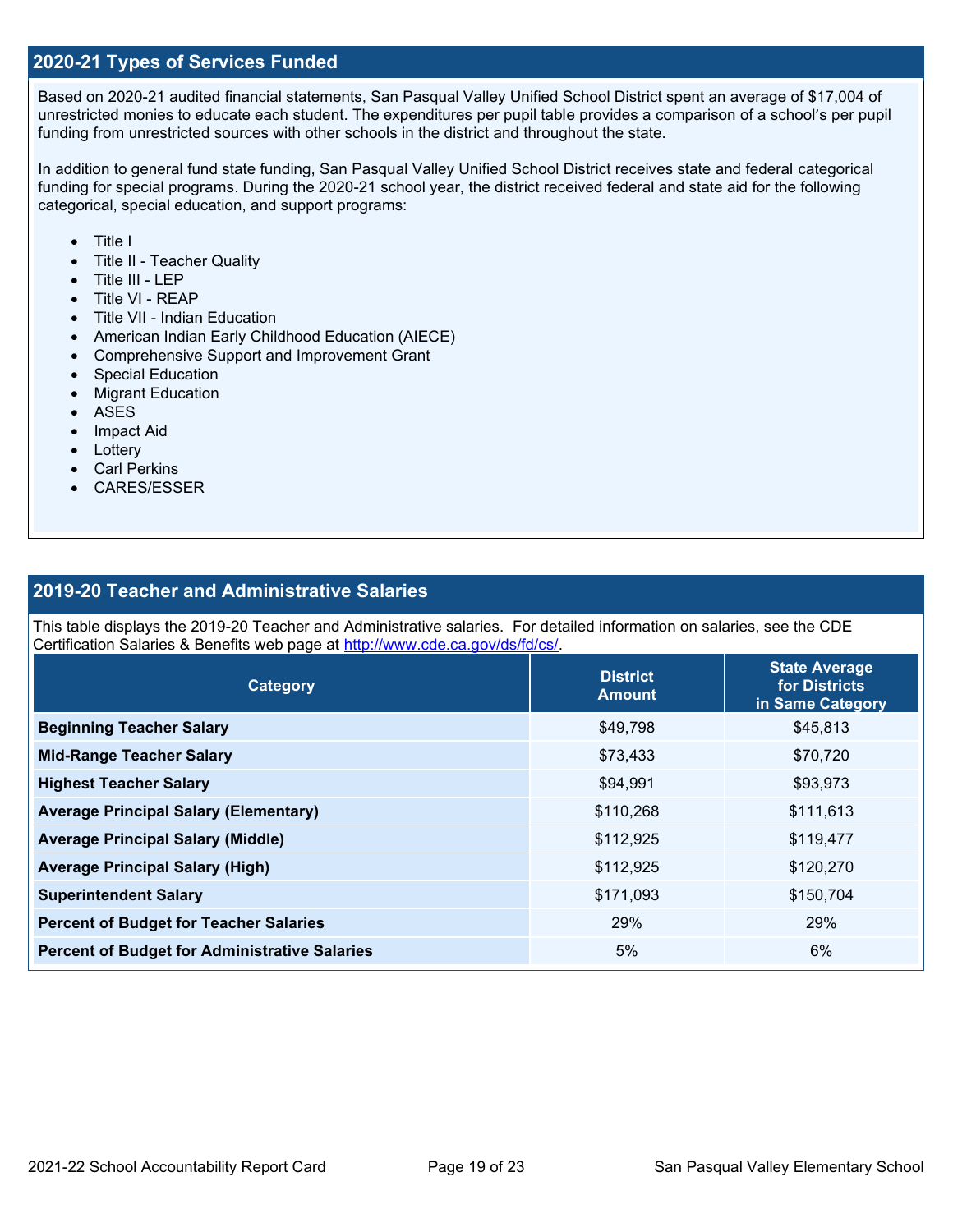## 2020-21 Types of Services Funded

Based on 2020-21 audited financial statements, San Pasqual Valley Unified School District spent an average of $17,004 of unrestricted monies to educate each student. The expenditures per pupil table provides a comparison of a school's per pupil funding from unrestricted sources with other schools in the district and throughout the state.

In addition to general fund state funding, San Pasqual Valley Unified School District receives state and federal categorical funding for special programs. During the 2020-21 school year, the district received federal and state aid for the following categorical, special education, and support programs:

- Title I
- Title II - Teacher Quality
- Title III - LEP
- Title VI - REAP
- Title VII - Indian Education
- American Indian Early Childhood Education (AIECE)
- Comprehensive Support and Improvement Grant
- Special Education
- Migrant Education
- ASES
- Impact Aid
- Lottery
- Carl Perkins
- CARES/ESSER

## 2019-20 Teacher and Administrative Salaries

This table displays the 2019-20 Teacher and Administrative salaries. For detailed information on salaries, see the CDE Certification Salaries & Benefits web page at http://www.cde.ca.gov/ds/fd/cs/.

| Category | District Amount | State Average for Districts in Same Category |
|---|---|---|
| **Beginning Teacher Salary** | $49,798 | $45,813 |
| **Mid-Range Teacher Salary** | $73,433 | $70,720 |
| **Highest Teacher Salary** | $94,991 | $93,973 |
| **Average Principal Salary (Elementary)** | $110,268 | $111,613 |
| **Average Principal Salary (Middle)** | $112,925 | $119,477 |
| **Average Principal Salary (High)** | $112,925 | $120,270 |
| **Superintendent Salary** | $171,093 | $150,704 |
| **Percent of Budget for Teacher Salaries** | 29% | 29% |
| **Percent of Budget for Administrative Salaries** | 5% | 6% |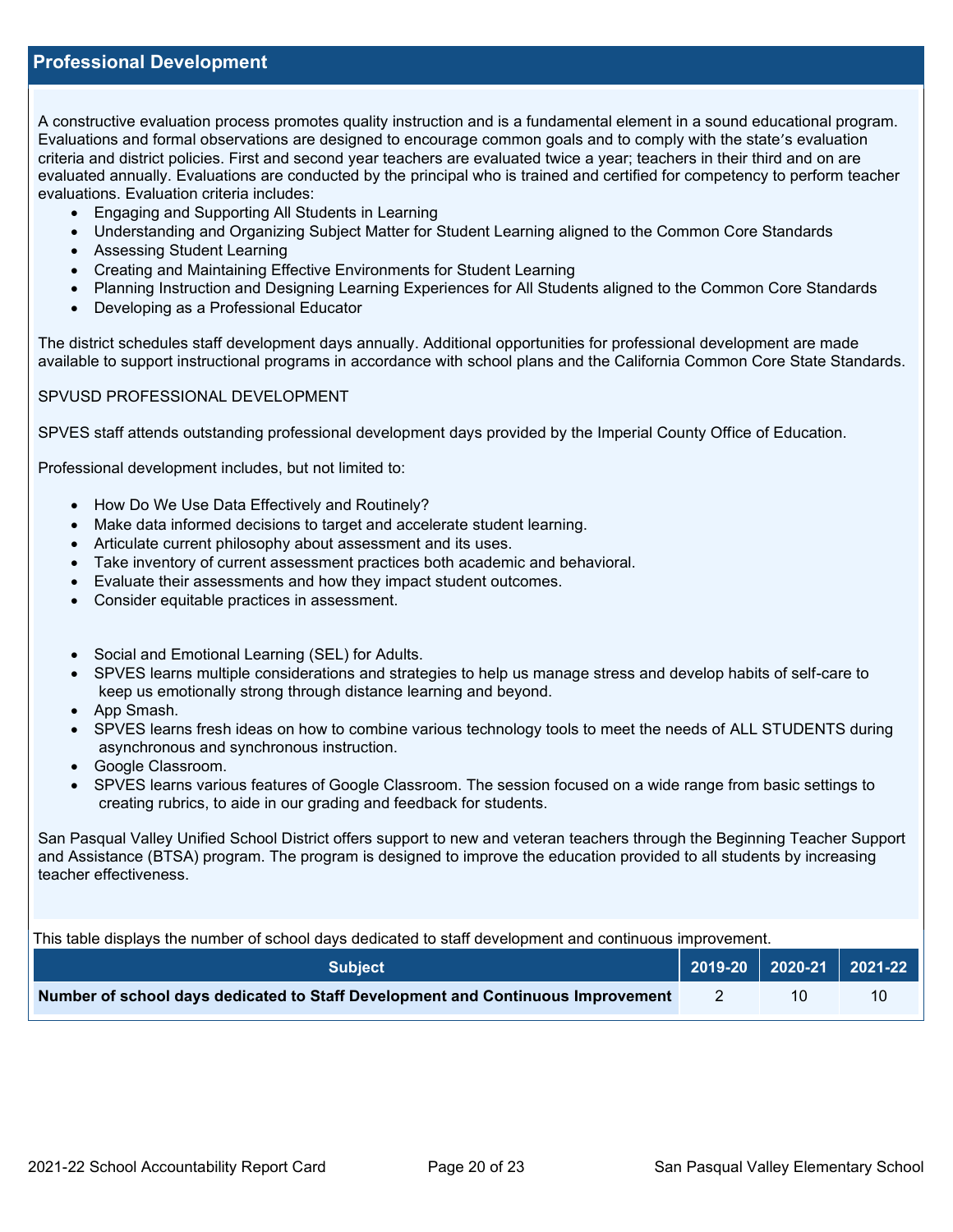## Professional Development

A constructive evaluation process promotes quality instruction and is a fundamental element in a sound educational program. Evaluations and formal observations are designed to encourage common goals and to comply with the state's evaluation criteria and district policies. First and second year teachers are evaluated twice a year; teachers in their third and on are evaluated annually. Evaluations are conducted by the principal who is trained and certified for competency to perform teacher evaluations. Evaluation criteria includes:

- Engaging and Supporting All Students in Learning
- Understanding and Organizing Subject Matter for Student Learning aligned to the Common Core Standards
- Assessing Student Learning
- Creating and Maintaining Effective Environments for Student Learning
- Planning Instruction and Designing Learning Experiences for All Students aligned to the Common Core Standards
- Developing as a Professional Educator

The district schedules staff development days annually. Additional opportunities for professional development are made available to support instructional programs in accordance with school plans and the California Common Core State Standards.

SPVUSD PROFESSIONAL DEVELOPMENT

SPVES staff attends outstanding professional development days provided by the Imperial County Office of Education.

Professional development includes, but not limited to:

- How Do We Use Data Effectively and Routinely?
- Make data informed decisions to target and accelerate student learning.
- Articulate current philosophy about assessment and its uses.
- Take inventory of current assessment practices both academic and behavioral.
- Evaluate their assessments and how they impact student outcomes.
- Consider equitable practices in assessment.

- Social and Emotional Learning (SEL) for Adults.
- SPVES learns multiple considerations and strategies to help us manage stress and develop habits of self-care to keep us emotionally strong through distance learning and beyond.
- App Smash.
- SPVES learns fresh ideas on how to combine various technology tools to meet the needs of ALL STUDENTS during asynchronous and synchronous instruction.
- Google Classroom.
- SPVES learns various features of Google Classroom. The session focused on a wide range from basic settings to creating rubrics, to aide in our grading and feedback for students.

San Pasqual Valley Unified School District offers support to new and veteran teachers through the Beginning Teacher Support and Assistance (BTSA) program. The program is designed to improve the education provided to all students by increasing teacher effectiveness.

This table displays the number of school days dedicated to staff development and continuous improvement.

| Subject | 2019-20 | 2020-21 | 2021-22 |
|---|---|---|---|
| **Number of school days dedicated to Staff Development and Continuous Improvement** | 2 | 10 | 10 |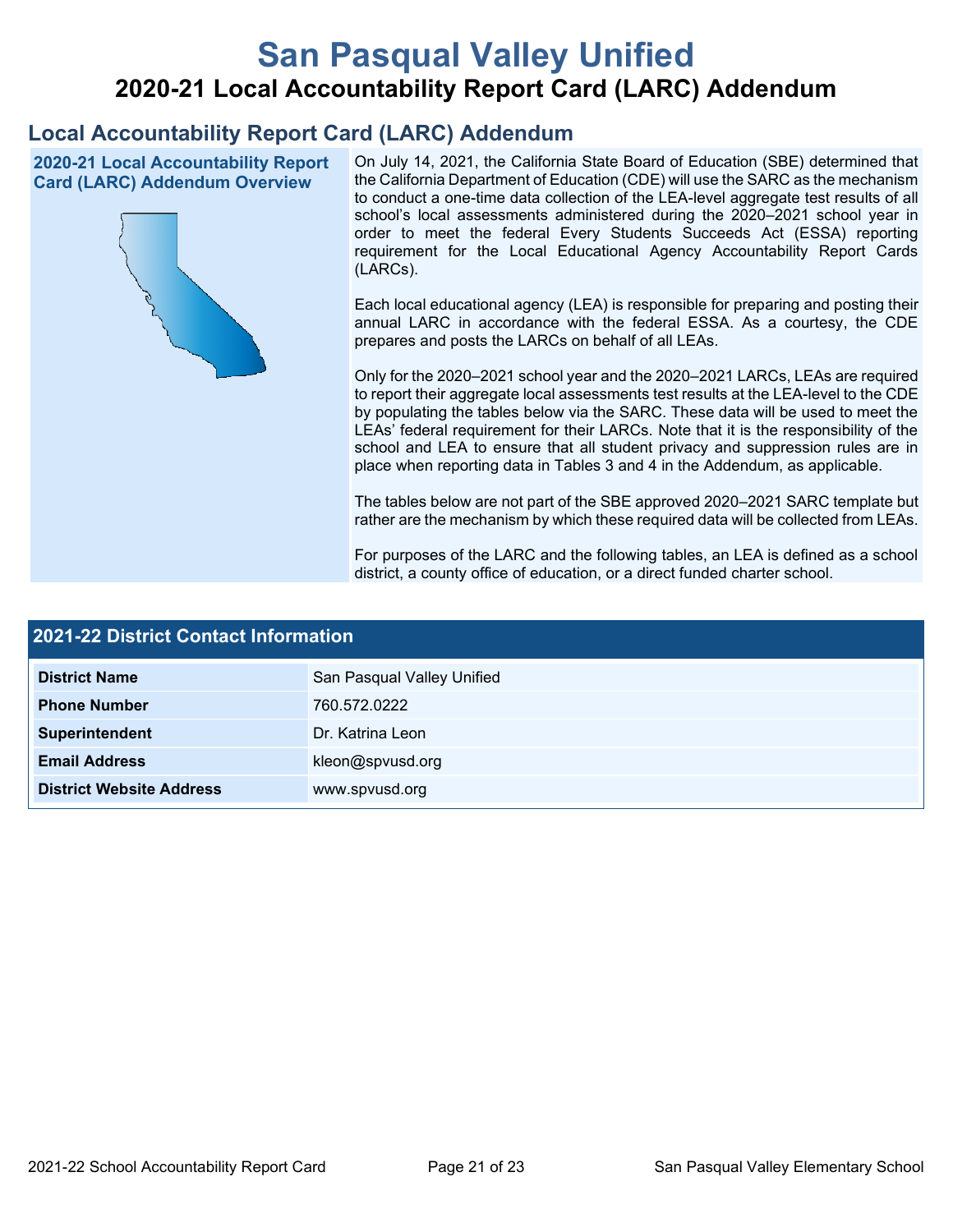# San Pasqual Valley Unified

## 2020-21 Local Accountability Report Card (LARC) Addendum

## Local Accountability Report Card (LARC) Addendum

### 2020-21 Local Accountability Report Card (LARC) Addendum Overview

On July 14, 2021, the California State Board of Education (SBE) determined that the California Department of Education (CDE) will use the SARC as the mechanism to conduct a one-time data collection of the LEA-level aggregate test results of all school's local assessments administered during the 2020–2021 school year in order to meet the federal Every Students Succeeds Act (ESSA) reporting requirement for the Local Educational Agency Accountability Report Cards (LARCs).

Each local educational agency (LEA) is responsible for preparing and posting their annual LARC in accordance with the federal ESSA. As a courtesy, the CDE prepares and posts the LARCs on behalf of all LEAs.

Only for the 2020–2021 school year and the 2020–2021 LARCs, LEAs are required to report their aggregate local assessments test results at the LEA-level to the CDE by populating the tables below via the SARC. These data will be used to meet the LEAs' federal requirement for their LARCs. Note that it is the responsibility of the school and LEA to ensure that all student privacy and suppression rules are in place when reporting data in Tables 3 and 4 in the Addendum, as applicable.

The tables below are not part of the SBE approved 2020–2021 SARC template but rather are the mechanism by which these required data will be collected from LEAs.

For purposes of the LARC and the following tables, an LEA is defined as a school district, a county office of education, or a direct funded charter school.

### 2021-22 District Contact Information

| | |
|---|---|
| **District Name** | San Pasqual Valley Unified |
| **Phone Number** | 760.572.0222 |
| **Superintendent** | Dr. Katrina Leon |
| **Email Address** | kleon@spvusd.org |
| **District Website Address** | www.spvusd.org |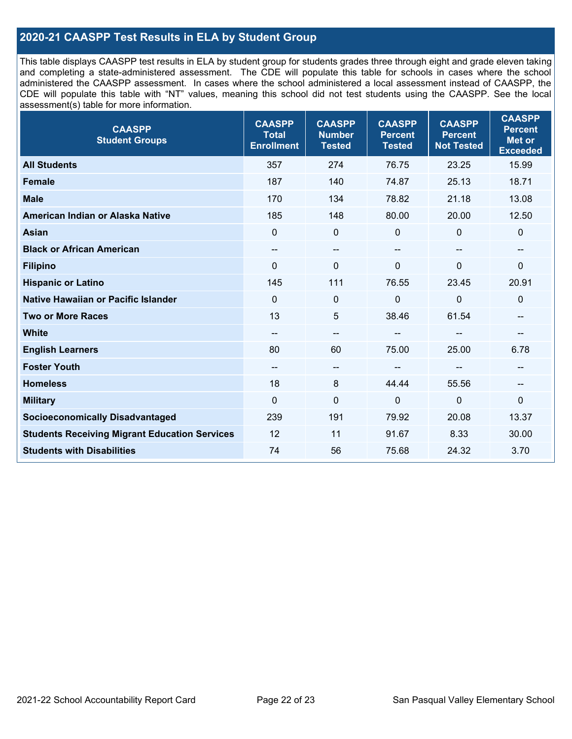## 2020-21 CAASPP Test Results in ELA by Student Group

This table displays CAASPP test results in ELA by student group for students grades three through eight and grade eleven taking and completing a state-administered assessment. The CDE will populate this table for schools in cases where the school administered the CAASPP assessment. In cases where the school administered a local assessment instead of CAASPP, the CDE will populate this table with "NT" values, meaning this school did not test students using the CAASPP. See the local assessment(s) table for more information.

| CAASPP Student Groups | CAASPP Total Enrollment | CAASPP Number Tested | CAASPP Percent Tested | CAASPP Percent Not Tested | CAASPP Percent Met or Exceeded |
|---|---|---|---|---|---|
| **All Students** | 357 | 274 | 76.75 | 23.25 | 15.99 |
| **Female** | 187 | 140 | 74.87 | 25.13 | 18.71 |
| **Male** | 170 | 134 | 78.82 | 21.18 | 13.08 |
| **American Indian or Alaska Native** | 185 | 148 | 80.00 | 20.00 | 12.50 |
| **Asian** | 0 | 0 | 0 | 0 | 0 |
| **Black or African American** | -- | -- | -- | -- | -- |
| **Filipino** | 0 | 0 | 0 | 0 | 0 |
| **Hispanic or Latino** | 145 | 111 | 76.55 | 23.45 | 20.91 |
| **Native Hawaiian or Pacific Islander** | 0 | 0 | 0 | 0 | 0 |
| **Two or More Races** | 13 | 5 | 38.46 | 61.54 | -- |
| **White** | -- | -- | -- | -- | -- |
| **English Learners** | 80 | 60 | 75.00 | 25.00 | 6.78 |
| **Foster Youth** | -- | -- | -- | -- | -- |
| **Homeless** | 18 | 8 | 44.44 | 55.56 | -- |
| **Military** | 0 | 0 | 0 | 0 | 0 |
| **Socioeconomically Disadvantaged** | 239 | 191 | 79.92 | 20.08 | 13.37 |
| **Students Receiving Migrant Education Services** | 12 | 11 | 91.67 | 8.33 | 30.00 |
| **Students with Disabilities** | 74 | 56 | 75.68 | 24.32 | 3.70 |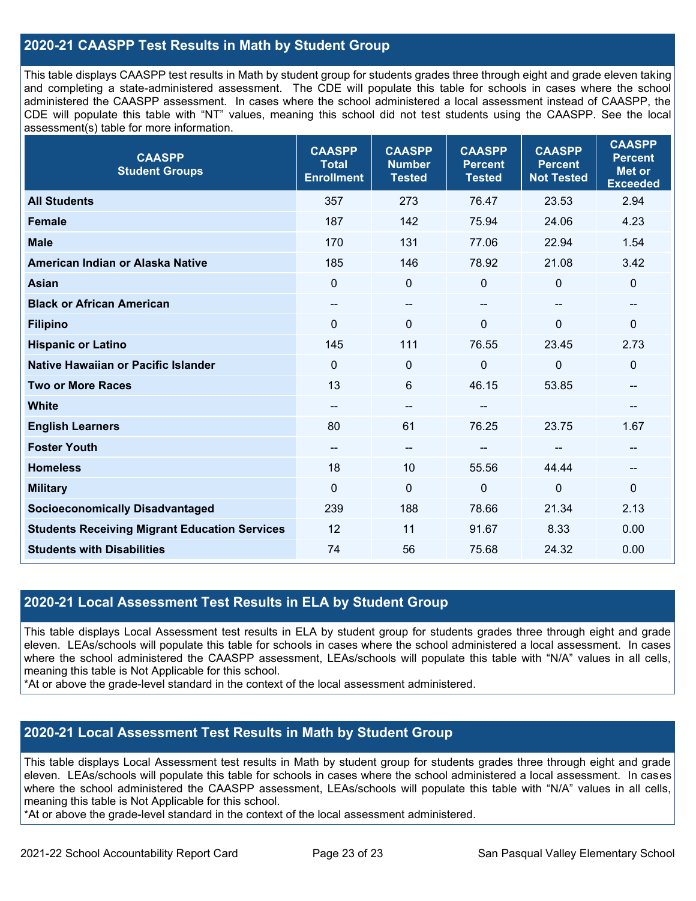## 2020-21 CAASPP Test Results in Math by Student Group

This table displays CAASPP test results in Math by student group for students grades three through eight and grade eleven taking and completing a state-administered assessment. The CDE will populate this table for schools in cases where the school administered the CAASPP assessment. In cases where the school administered a local assessment instead of CAASPP, the CDE will populate this table with "NT" values, meaning this school did not test students using the CAASPP. See the local assessment(s) table for more information.

| CAASPP Student Groups | CAASPP Total Enrollment | CAASPP Number Tested | CAASPP Percent Tested | CAASPP Percent Not Tested | CAASPP Percent Met or Exceeded |
|---|---|---|---|---|---|
| **All Students** | 357 | 273 | 76.47 | 23.53 | 2.94 |
| **Female** | 187 | 142 | 75.94 | 24.06 | 4.23 |
| **Male** | 170 | 131 | 77.06 | 22.94 | 1.54 |
| **American Indian or Alaska Native** | 185 | 146 | 78.92 | 21.08 | 3.42 |
| **Asian** | 0 | 0 | 0 | 0 | 0 |
| **Black or African American** | -- | -- | -- | -- | -- |
| **Filipino** | 0 | 0 | 0 | 0 | 0 |
| **Hispanic or Latino** | 145 | 111 | 76.55 | 23.45 | 2.73 |
| **Native Hawaiian or Pacific Islander** | 0 | 0 | 0 | 0 | 0 |
| **Two or More Races** | 13 | 6 | 46.15 | 53.85 | -- |
| **White** | -- | -- | -- | | -- |
| **English Learners** | 80 | 61 | 76.25 | 23.75 | 1.67 |
| **Foster Youth** | -- | -- | -- | -- | -- |
| **Homeless** | 18 | 10 | 55.56 | 44.44 | -- |
| **Military** | 0 | 0 | 0 | 0 | 0 |
| **Socioeconomically Disadvantaged** | 239 | 188 | 78.66 | 21.34 | 2.13 |
| **Students Receiving Migrant Education Services** | 12 | 11 | 91.67 | 8.33 | 0.00 |
| **Students with Disabilities** | 74 | 56 | 75.68 | 24.32 | 0.00 |

## 2020-21 Local Assessment Test Results in ELA by Student Group

This table displays Local Assessment test results in ELA by student group for students grades three through eight and grade eleven. LEAs/schools will populate this table for schools in cases where the school administered a local assessment. In cases where the school administered the CAASPP assessment, LEAs/schools will populate this table with "N/A" values in all cells, meaning this table is Not Applicable for this school.

*At or above the grade-level standard in the context of the local assessment administered.

## 2020-21 Local Assessment Test Results in Math by Student Group

This table displays Local Assessment test results in Math by student group for students grades three through eight and grade eleven. LEAs/schools will populate this table for schools in cases where the school administered a local assessment. In cases where the school administered the CAASPP assessment, LEAs/schools will populate this table with "N/A" values in all cells, meaning this table is Not Applicable for this school.

*At or above the grade-level standard in the context of the local assessment administered.